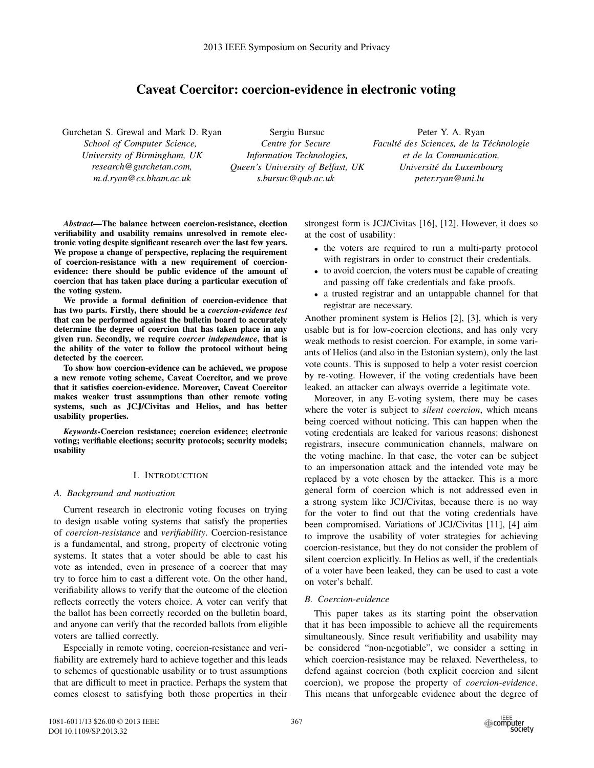# Caveat Coercitor: coercion-evidence in electronic voting

Gurchetan S. Grewal and Mark D. Ryan
*School of Computer Science,*
*University of Birmingham, UK*
*research@gurchetan.com,*
*m.d.ryan@cs.bham.ac.uk*

Sergiu Bursuc
*Centre for Secure*
*Information Technologies,*
*Queen's University of Belfast, UK*
*s.bursuc@qub.ac.uk*

Peter Y. A. Ryan
*Faculté des Sciences, de la Téchnologie*
*et de la Communication,*
*Université du Luxembourg*
*peter.ryan@uni.lu*

***Abstract*—The balance between coercion-resistance, election verifiability and usability remains unresolved in remote electronic voting despite significant research over the last few years. We propose a change of perspective, replacing the requirement of coercion-resistance with a new requirement of coercion-evidence: there should be public evidence of the amount of coercion that has taken place during a particular execution of the voting system.**

**We provide a formal definition of coercion-evidence that has two parts. Firstly, there should be a *coercion-evidence test* that can be performed against the bulletin board to accurately determine the degree of coercion that has taken place in any given run. Secondly, we require *coercer independence*, that is the ability of the voter to follow the protocol without being detected by the coercer.**

**To show how coercion-evidence can be achieved, we propose a new remote voting scheme, Caveat Coercitor, and we prove that it satisfies coercion-evidence. Moreover, Caveat Coercitor makes weaker trust assumptions than other remote voting systems, such as JCJ/Civitas and Helios, and has better usability properties.**

***Keywords*-Coercion resistance; coercion evidence; electronic voting; verifiable elections; security protocols; security models; usability**

## I. Introduction

### A. Background and motivation

Current research in electronic voting focuses on trying to design usable voting systems that satisfy the properties of *coercion-resistance* and *verifiability*. Coercion-resistance is a fundamental, and strong, property of electronic voting systems. It states that a voter should be able to cast his vote as intended, even in presence of a coercer that may try to force him to cast a different vote. On the other hand, verifiability allows to verify that the outcome of the election reflects correctly the voters choice. A voter can verify that the ballot has been correctly recorded on the bulletin board, and anyone can verify that the recorded ballots from eligible voters are tallied correctly.

Especially in remote voting, coercion-resistance and verifiability are extremely hard to achieve together and this leads to schemes of questionable usability or to trust assumptions that are difficult to meet in practice. Perhaps the system that comes closest to satisfying both those properties in their strongest form is JCJ/Civitas [16], [12]. However, it does so at the cost of usability:

- the voters are required to run a multi-party protocol with registrars in order to construct their credentials.
- to avoid coercion, the voters must be capable of creating and passing off fake credentials and fake proofs.
- a trusted registrar and an untappable channel for that registrar are necessary.

Another prominent system is Helios [2], [3], which is very usable but is for low-coercion elections, and has only very weak methods to resist coercion. For example, in some variants of Helios (and also in the Estonian system), only the last vote counts. This is supposed to help a voter resist coercion by re-voting. However, if the voting credentials have been leaked, an attacker can always override a legitimate vote.

Moreover, in any E-voting system, there may be cases where the voter is subject to *silent coercion*, which means being coerced without noticing. This can happen when the voting credentials are leaked for various reasons: dishonest registrars, insecure communication channels, malware on the voting machine. In that case, the voter can be subject to an impersonation attack and the intended vote may be replaced by a vote chosen by the attacker. This is a more general form of coercion which is not addressed even in a strong system like JCJ/Civitas, because there is no way for the voter to find out that the voting credentials have been compromised. Variations of JCJ/Civitas [11], [4] aim to improve the usability of voter strategies for achieving coercion-resistance, but they do not consider the problem of silent coercion explicitly. In Helios as well, if the credentials of a voter have been leaked, they can be used to cast a vote on voter's behalf.

### B. Coercion-evidence

This paper takes as its starting point the observation that it has been impossible to achieve all the requirements simultaneously. Since result verifiability and usability may be considered "non-negotiable", we consider a setting in which coercion-resistance may be relaxed. Nevertheless, to defend against coercion (both explicit coercion and silent coercion), we propose the property of *coercion-evidence*. This means that unforgeable evidence about the degree of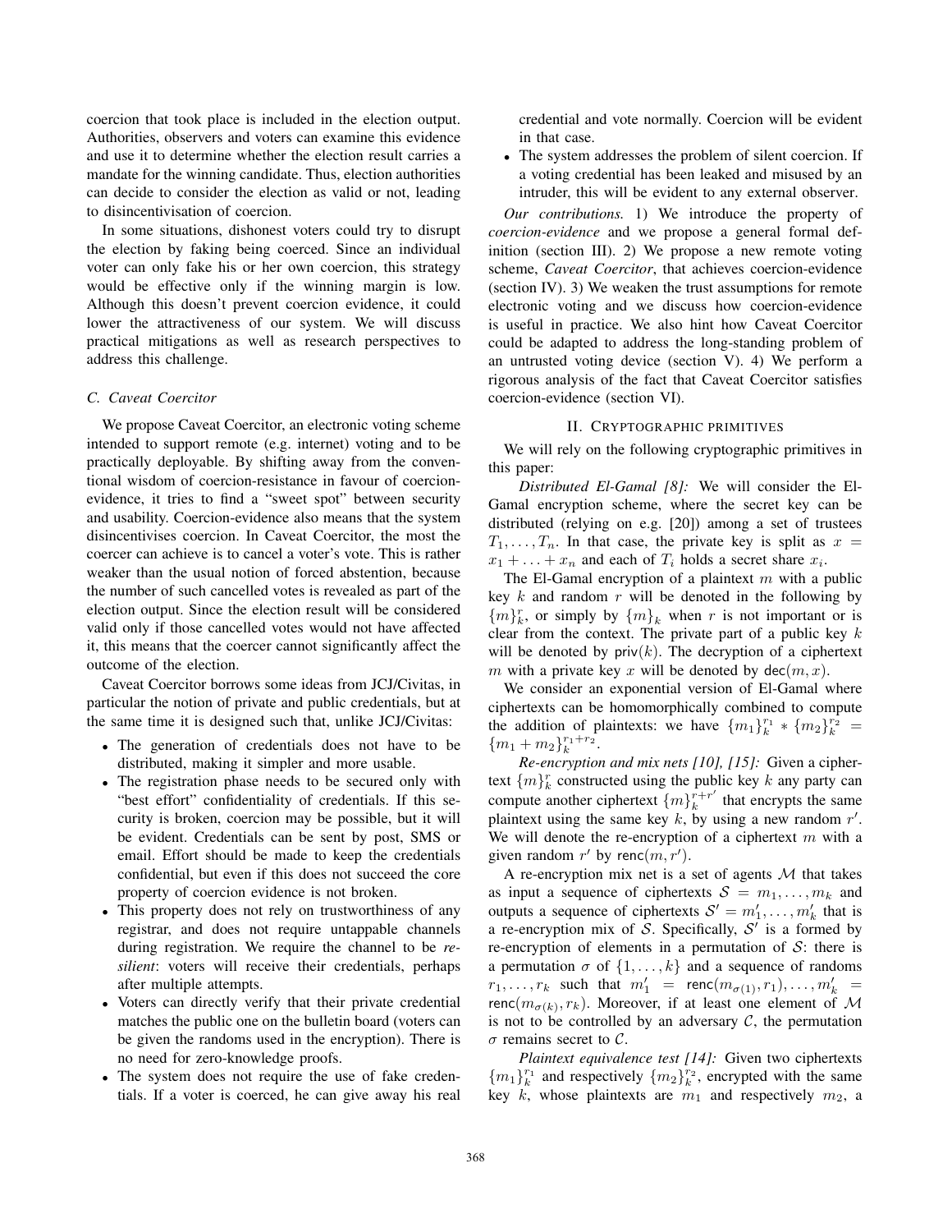coercion that took place is included in the election output. Authorities, observers and voters can examine this evidence and use it to determine whether the election result carries a mandate for the winning candidate. Thus, election authorities can decide to consider the election as valid or not, leading to disincentivisation of coercion.

In some situations, dishonest voters could try to disrupt the election by faking being coerced. Since an individual voter can only fake his or her own coercion, this strategy would be effective only if the winning margin is low. Although this doesn't prevent coercion evidence, it could lower the attractiveness of our system. We will discuss practical mitigations as well as research perspectives to address this challenge.

### C. Caveat Coercitor

We propose Caveat Coercitor, an electronic voting scheme intended to support remote (e.g. internet) voting and to be practically deployable. By shifting away from the conventional wisdom of coercion-resistance in favour of coercion-evidence, it tries to find a "sweet spot" between security and usability. Coercion-evidence also means that the system disincentivises coercion. In Caveat Coercitor, the most the coercer can achieve is to cancel a voter's vote. This is rather weaker than the usual notion of forced abstention, because the number of such cancelled votes is revealed as part of the election output. Since the election result will be considered valid only if those cancelled votes would not have affected it, this means that the coercer cannot significantly affect the outcome of the election.

Caveat Coercitor borrows some ideas from JCJ/Civitas, in particular the notion of private and public credentials, but at the same time it is designed such that, unlike JCJ/Civitas:

- The generation of credentials does not have to be distributed, making it simpler and more usable.
- The registration phase needs to be secured only with "best effort" confidentiality of credentials. If this security is broken, coercion may be possible, but it will be evident. Credentials can be sent by post, SMS or email. Effort should be made to keep the credentials confidential, but even if this does not succeed the core property of coercion evidence is not broken.
- This property does not rely on trustworthiness of any registrar, and does not require untappable channels during registration. We require the channel to be *resilient*: voters will receive their credentials, perhaps after multiple attempts.
- Voters can directly verify that their private credential matches the public one on the bulletin board (voters can be given the randoms used in the encryption). There is no need for zero-knowledge proofs.
- The system does not require the use of fake credentials. If a voter is coerced, he can give away his real credential and vote normally. Coercion will be evident in that case.
- The system addresses the problem of silent coercion. If a voting credential has been leaked and misused by an intruder, this will be evident to any external observer.

*Our contributions.* 1) We introduce the property of *coercion-evidence* and we propose a general formal definition (section III). 2) We propose a new remote voting scheme, *Caveat Coercitor*, that achieves coercion-evidence (section IV). 3) We weaken the trust assumptions for remote electronic voting and we discuss how coercion-evidence is useful in practice. We also hint how Caveat Coercitor could be adapted to address the long-standing problem of an untrusted voting device (section V). 4) We perform a rigorous analysis of the fact that Caveat Coercitor satisfies coercion-evidence (section VI).

## II. Cryptographic primitives

We will rely on the following cryptographic primitives in this paper:

*Distributed El-Gamal [8]:* We will consider the El-Gamal encryption scheme, where the secret key can be distributed (relying on e.g. [20]) among a set of trustees $T_1, \ldots, T_n$. In that case, the private key is split as $x = x_1 + \ldots + x_n$ and each of $T_i$ holds a secret share $x_i$.

The El-Gamal encryption of a plaintext $m$ with a public key $k$ and random $r$ will be denoted in the following by $\{m\}_k^r$, or simply by $\{m\}_k$ when $r$ is not important or is clear from the context. The private part of a public key $k$ will be denoted by $\mathsf{priv}(k)$. The decryption of a ciphertext $m$ with a private key $x$ will be denoted by $\mathsf{dec}(m, x)$.

We consider an exponential version of El-Gamal where ciphertexts can be homomorphically combined to compute the addition of plaintexts: we have $\{m_1\}_k^{r_1} * \{m_2\}_k^{r_2} = \{m_1 + m_2\}_k^{r_1+r_2}$.

*Re-encryption and mix nets [10], [15]:* Given a ciphertext $\{m\}_k^r$ constructed using the public key $k$ any party can compute another ciphertext $\{m\}_k^{r+r'}$ that encrypts the same plaintext using the same key $k$, by using a new random $r'$. We will denote the re-encryption of a ciphertext $m$ with a given random $r'$ by $\mathsf{renc}(m, r')$.

A re-encryption mix net is a set of agents $\mathcal{M}$ that takes as input a sequence of ciphertexts $\mathcal{S} = m_1, \ldots, m_k$ and outputs a sequence of ciphertexts $\mathcal{S}' = m'_1, \ldots, m'_k$ that is a re-encryption mix of $\mathcal{S}$. Specifically, $\mathcal{S}'$ is a formed by re-encryption of elements in a permutation of $\mathcal{S}$: there is a permutation $\sigma$ of $\{1, \ldots, k\}$ and a sequence of randoms $r_1, \ldots, r_k$ such that $m'_1 = \mathsf{renc}(m_{\sigma(1)}, r_1), \ldots, m'_k = \mathsf{renc}(m_{\sigma(k)}, r_k)$. Moreover, if at least one element of $\mathcal{M}$ is not to be controlled by an adversary $\mathcal{C}$, the permutation $\sigma$ remains secret to $\mathcal{C}$.

*Plaintext equivalence test [14]:* Given two ciphertexts $\{m_1\}_k^{r_1}$ and respectively $\{m_2\}_k^{r_2}$, encrypted with the same key $k$, whose plaintexts are $m_1$ and respectively $m_2$, a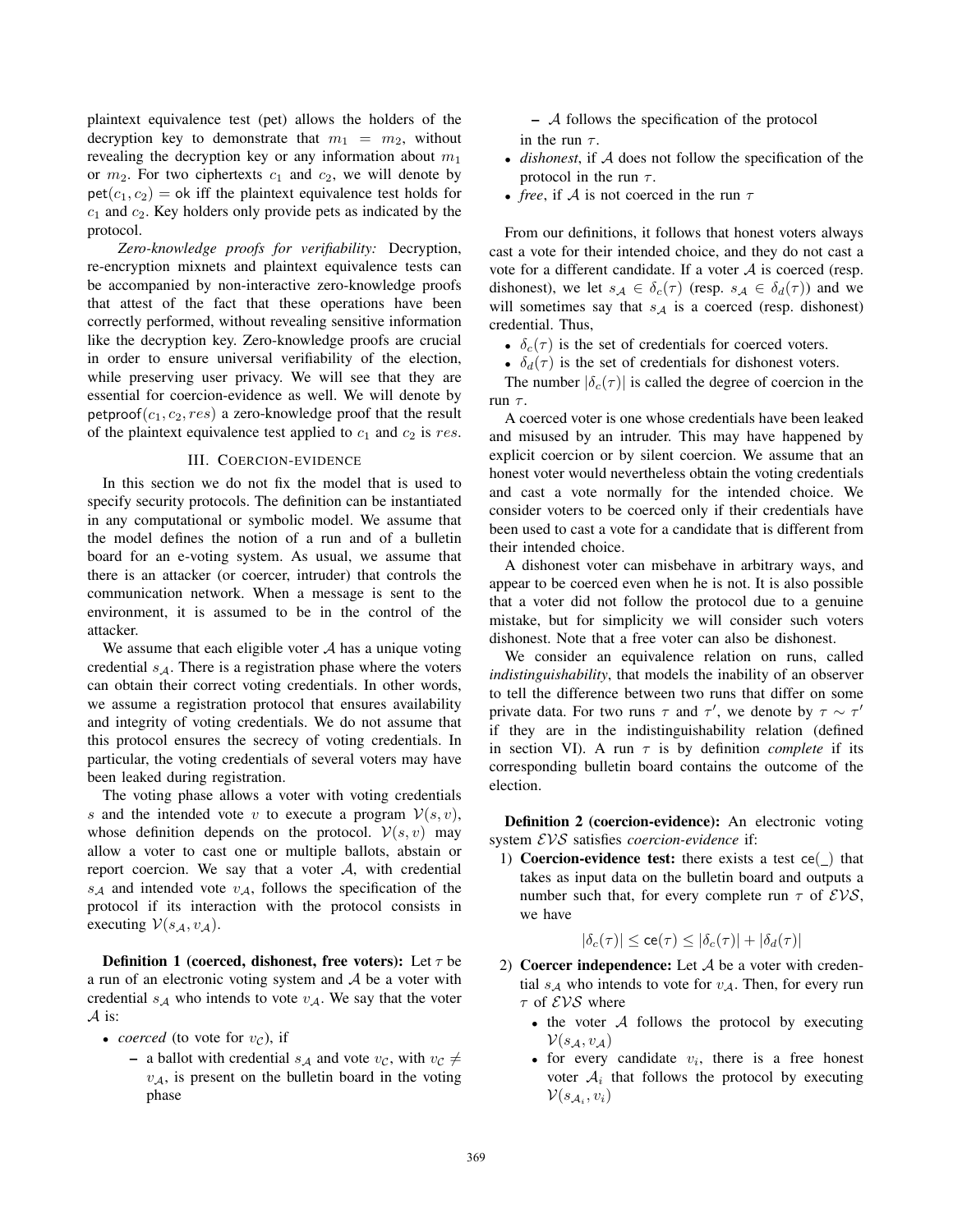plaintext equivalence test (pet) allows the holders of the decryption key to demonstrate that $m_1 = m_2$, without revealing the decryption key or any information about $m_1$ or $m_2$. For two ciphertexts $c_1$ and $c_2$, we will denote by $\mathsf{pet}(c_1, c_2) = \mathsf{ok}$ iff the plaintext equivalence test holds for $c_1$ and $c_2$. Key holders only provide pets as indicated by the protocol.

*Zero-knowledge proofs for verifiability:* Decryption, re-encryption mixnets and plaintext equivalence tests can be accompanied by non-interactive zero-knowledge proofs that attest of the fact that these operations have been correctly performed, without revealing sensitive information like the decryption key. Zero-knowledge proofs are crucial in order to ensure universal verifiability of the election, while preserving user privacy. We will see that they are essential for coercion-evidence as well. We will denote by $\mathsf{petproof}(c_1, c_2, res)$ a zero-knowledge proof that the result of the plaintext equivalence test applied to $c_1$ and $c_2$ is $res$.

## III. Coercion-evidence

In this section we do not fix the model that is used to specify security protocols. The definition can be instantiated in any computational or symbolic model. We assume that the model defines the notion of a run and of a bulletin board for an e-voting system. As usual, we assume that there is an attacker (or coercer, intruder) that controls the communication network. When a message is sent to the environment, it is assumed to be in the control of the attacker.

We assume that each eligible voter $\mathcal{A}$ has a unique voting credential $s_{\mathcal{A}}$. There is a registration phase where the voters can obtain their correct voting credentials. In other words, we assume a registration protocol that ensures availability and integrity of voting credentials. We do not assume that this protocol ensures the secrecy of voting credentials. In particular, the voting credentials of several voters may have been leaked during registration.

The voting phase allows a voter with voting credentials $s$ and the intended vote $v$ to execute a program $\mathcal{V}(s, v)$, whose definition depends on the protocol. $\mathcal{V}(s, v)$ may allow a voter to cast one or multiple ballots, abstain or report coercion. We say that a voter $\mathcal{A}$, with credential $s_{\mathcal{A}}$ and intended vote $v_{\mathcal{A}}$, follows the specification of the protocol if its interaction with the protocol consists in executing $\mathcal{V}(s_{\mathcal{A}}, v_{\mathcal{A}})$.

**Definition 1 (coerced, dishonest, free voters):** Let $\tau$ be a run of an electronic voting system and $\mathcal{A}$ be a voter with credential $s_{\mathcal{A}}$ who intends to vote $v_{\mathcal{A}}$. We say that the voter $\mathcal{A}$ is:

- *coerced* (to vote for $v_{\mathcal{C}}$), if
  - a ballot with credential $s_{\mathcal{A}}$ and vote $v_{\mathcal{C}}$, with $v_{\mathcal{C}} \neq v_{\mathcal{A}}$, is present on the bulletin board in the voting phase
  - $\mathcal{A}$ follows the specification of the protocol

  in the run $\tau$.
- *dishonest*, if $\mathcal{A}$ does not follow the specification of the protocol in the run $\tau$.
- *free*, if $\mathcal{A}$ is not coerced in the run $\tau$

From our definitions, it follows that honest voters always cast a vote for their intended choice, and they do not cast a vote for a different candidate. If a voter $\mathcal{A}$ is coerced (resp. dishonest), we let $s_{\mathcal{A}} \in \delta_c(\tau)$ (resp. $s_{\mathcal{A}} \in \delta_d(\tau)$) and we will sometimes say that $s_{\mathcal{A}}$ is a coerced (resp. dishonest) credential. Thus,

- $\delta_c(\tau)$ is the set of credentials for coerced voters.
- $\delta_d(\tau)$ is the set of credentials for dishonest voters.

The number $|\delta_c(\tau)|$ is called the degree of coercion in the run $\tau$.

A coerced voter is one whose credentials have been leaked and misused by an intruder. This may have happened by explicit coercion or by silent coercion. We assume that an honest voter would nevertheless obtain the voting credentials and cast a vote normally for the intended choice. We consider voters to be coerced only if their credentials have been used to cast a vote for a candidate that is different from their intended choice.

A dishonest voter can misbehave in arbitrary ways, and appear to be coerced even when he is not. It is also possible that a voter did not follow the protocol due to a genuine mistake, but for simplicity we will consider such voters dishonest. Note that a free voter can also be dishonest.

We consider an equivalence relation on runs, called *indistinguishability*, that models the inability of an observer to tell the difference between two runs that differ on some private data. For two runs $\tau$ and $\tau'$, we denote by $\tau \sim \tau'$ if they are in the indistinguishability relation (defined in section VI). A run $\tau$ is by definition *complete* if its corresponding bulletin board contains the outcome of the election.

**Definition 2 (coercion-evidence):** An electronic voting system $\mathcal{EVS}$ satisfies *coercion-evidence* if:

1) **Coercion-evidence test:** there exists a test $\mathsf{ce}(\_)$ that takes as input data on the bulletin board and outputs a number such that, for every complete run $\tau$ of $\mathcal{EVS}$, we have

$$|\delta_c(\tau)| \leq \mathsf{ce}(\tau) \leq |\delta_c(\tau)| + |\delta_d(\tau)|$$

2) **Coercer independence:** Let $\mathcal{A}$ be a voter with credential $s_{\mathcal{A}}$ who intends to vote for $v_{\mathcal{A}}$. Then, for every run $\tau$ of $\mathcal{EVS}$ where
   - the voter $\mathcal{A}$ follows the protocol by executing $\mathcal{V}(s_{\mathcal{A}}, v_{\mathcal{A}})$
   - for every candidate $v_i$, there is a free honest voter $\mathcal{A}_i$ that follows the protocol by executing $\mathcal{V}(s_{\mathcal{A}_i}, v_i)$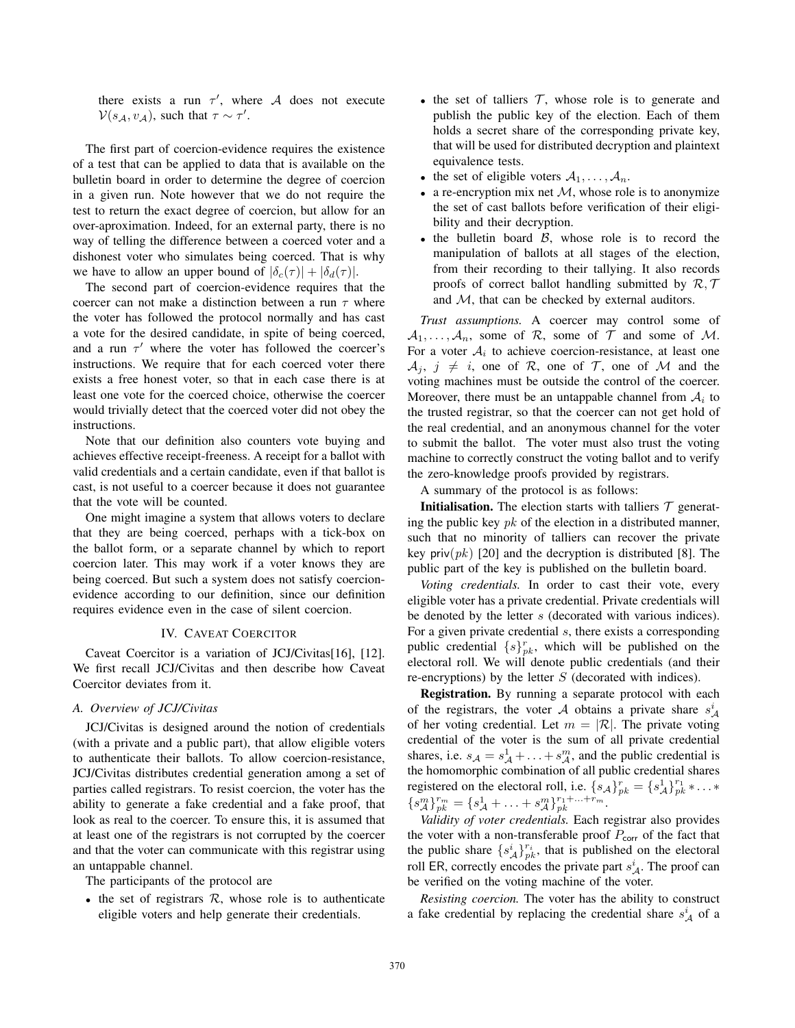there exists a run $\tau'$, where $\mathcal{A}$ does not execute $\mathcal{V}(s_{\mathcal{A}}, v_{\mathcal{A}})$, such that $\tau \sim \tau'$.

The first part of coercion-evidence requires the existence of a test that can be applied to data that is available on the bulletin board in order to determine the degree of coercion in a given run. Note however that we do not require the test to return the exact degree of coercion, but allow for an over-aproximation. Indeed, for an external party, there is no way of telling the difference between a coerced voter and a dishonest voter who simulates being coerced. That is why we have to allow an upper bound of $|\delta_c(\tau)| + |\delta_d(\tau)|$.

The second part of coercion-evidence requires that the coercer can not make a distinction between a run $\tau$ where the voter has followed the protocol normally and has cast a vote for the desired candidate, in spite of being coerced, and a run $\tau'$ where the voter has followed the coercer's instructions. We require that for each coerced voter there exists a free honest voter, so that in each case there is at least one vote for the coerced choice, otherwise the coercer would trivially detect that the coerced voter did not obey the instructions.

Note that our definition also counters vote buying and achieves effective receipt-freeness. A receipt for a ballot with valid credentials and a certain candidate, even if that ballot is cast, is not useful to a coercer because it does not guarantee that the vote will be counted.

One might imagine a system that allows voters to declare that they are being coerced, perhaps with a tick-box on the ballot form, or a separate channel by which to report coercion later. This may work if a voter knows they are being coerced. But such a system does not satisfy coercion-evidence according to our definition, since our definition requires evidence even in the case of silent coercion.

## IV. Caveat Coercitor

Caveat Coercitor is a variation of JCJ/Civitas[16], [12]. We first recall JCJ/Civitas and then describe how Caveat Coercitor deviates from it.

### A. Overview of JCJ/Civitas

JCJ/Civitas is designed around the notion of credentials (with a private and a public part), that allow eligible voters to authenticate their ballots. To allow coercion-resistance, JCJ/Civitas distributes credential generation among a set of parties called registrars. To resist coercion, the voter has the ability to generate a fake credential and a fake proof, that look as real to the coercer. To ensure this, it is assumed that at least one of the registrars is not corrupted by the coercer and that the voter can communicate with this registrar using an untappable channel.

The participants of the protocol are

- the set of registrars $\mathcal{R}$, whose role is to authenticate eligible voters and help generate their credentials.
- the set of talliers $\mathcal{T}$, whose role is to generate and publish the public key of the election. Each of them holds a secret share of the corresponding private key, that will be used for distributed decryption and plaintext equivalence tests.
- the set of eligible voters $\mathcal{A}_1, \ldots, \mathcal{A}_n$.
- a re-encryption mix net $\mathcal{M}$, whose role is to anonymize the set of cast ballots before verification of their eligibility and their decryption.
- the bulletin board $\mathcal{B}$, whose role is to record the manipulation of ballots at all stages of the election, from their recording to their tallying. It also records proofs of correct ballot handling submitted by $\mathcal{R}, \mathcal{T}$ and $\mathcal{M}$, that can be checked by external auditors.

*Trust assumptions.* A coercer may control some of $\mathcal{A}_1, \ldots, \mathcal{A}_n$, some of $\mathcal{R}$, some of $\mathcal{T}$ and some of $\mathcal{M}$. For a voter $\mathcal{A}_i$ to achieve coercion-resistance, at least one $\mathcal{A}_j$, $j \neq i$, one of $\mathcal{R}$, one of $\mathcal{T}$, one of $\mathcal{M}$ and the voting machines must be outside the control of the coercer. Moreover, there must be an untappable channel from $\mathcal{A}_i$ to the trusted registrar, so that the coercer can not get hold of the real credential, and an anonymous channel for the voter to submit the ballot. The voter must also trust the voting machine to correctly construct the voting ballot and to verify the zero-knowledge proofs provided by registrars.

A summary of the protocol is as follows:

**Initialisation.** The election starts with talliers $\mathcal{T}$ generating the public key $pk$ of the election in a distributed manner, such that no minority of talliers can recover the private key $\mathsf{priv}(pk)$ [20] and the decryption is distributed [8]. The public part of the key is published on the bulletin board.

*Voting credentials.* In order to cast their vote, every eligible voter has a private credential. Private credentials will be denoted by the letter $s$ (decorated with various indices). For a given private credential $s$, there exists a corresponding public credential $\{s\}_{pk}^r$, which will be published on the electoral roll. We will denote public credentials (and their re-encryptions) by the letter $S$ (decorated with indices).

**Registration.** By running a separate protocol with each of the registrars, the voter $\mathcal{A}$ obtains a private share $s_{\mathcal{A}}^i$ of her voting credential. Let $m = |\mathcal{R}|$. The private voting credential of the voter is the sum of all private credential shares, i.e. $s_{\mathcal{A}} = s_{\mathcal{A}}^1 + \ldots + s_{\mathcal{A}}^m$, and the public credential is the homomorphic combination of all public credential shares registered on the electoral roll, i.e. $\{s_{\mathcal{A}}\}_{pk}^r = \{s_{\mathcal{A}}^1\}_{pk}^{r_1} * \ldots * \{s_{\mathcal{A}}^m\}_{pk}^{r_m} = \{s_{\mathcal{A}}^1 + \ldots + s_{\mathcal{A}}^m\}_{pk}^{r_1 + \ldots + r_m}$.

*Validity of voter credentials.* Each registrar also provides the voter with a non-transferable proof $P_{\mathsf{corr}}$ of the fact that the public share $\{s_{\mathcal{A}}^i\}_{pk}^{r_i}$, that is published on the electoral roll $\mathsf{ER}$, correctly encodes the private part $s_{\mathcal{A}}^i$. The proof can be verified on the voting machine of the voter.

*Resisting coercion.* The voter has the ability to construct a fake credential by replacing the credential share $s_{\mathcal{A}}^i$ of a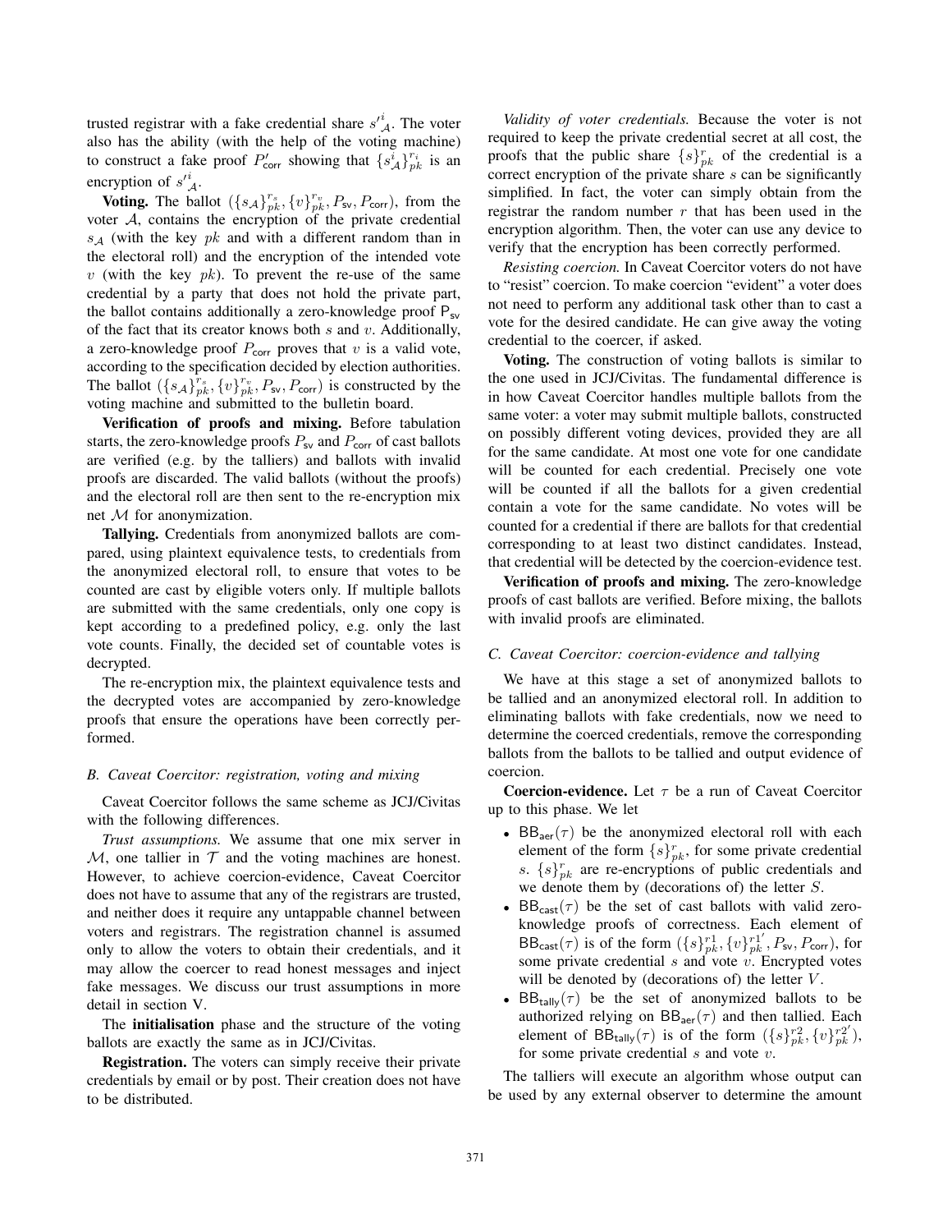trusted registrar with a fake credential share ${s'}^i_{\mathcal{A}}$. The voter also has the ability (with the help of the voting machine) to construct a fake proof $P'_{\mathsf{corr}}$ showing that $\{s^i_{\mathcal{A}}\}^{r_i}_{pk}$ is an encryption of ${s'}^i_{\mathcal{A}}$.

**Voting.** The ballot $(\{s_{\mathcal{A}}\}^{r_s}_{pk}, \{v\}^{r_v}_{pk}, P_{\mathsf{sv}}, P_{\mathsf{corr}})$, from the voter $\mathcal{A}$, contains the encryption of the private credential $s_{\mathcal{A}}$ (with the key $pk$ and with a different random than in the electoral roll) and the encryption of the intended vote $v$ (with the key $pk$). To prevent the re-use of the same credential by a party that does not hold the private part, the ballot contains additionally a zero-knowledge proof $\mathsf{P}_{\mathsf{sv}}$ of the fact that its creator knows both $s$ and $v$. Additionally, a zero-knowledge proof $P_{\mathsf{corr}}$ proves that $v$ is a valid vote, according to the specification decided by election authorities. The ballot $(\{s_{\mathcal{A}}\}^{r_s}_{pk}, \{v\}^{r_v}_{pk}, P_{\mathsf{sv}}, P_{\mathsf{corr}})$ is constructed by the voting machine and submitted to the bulletin board.

**Verification of proofs and mixing.** Before tabulation starts, the zero-knowledge proofs $P_{\mathsf{sv}}$ and $P_{\mathsf{corr}}$ of cast ballots are verified (e.g. by the talliers) and ballots with invalid proofs are discarded. The valid ballots (without the proofs) and the electoral roll are then sent to the re-encryption mix net $\mathcal{M}$ for anonymization.

**Tallying.** Credentials from anonymized ballots are compared, using plaintext equivalence tests, to credentials from the anonymized electoral roll, to ensure that votes to be counted are cast by eligible voters only. If multiple ballots are submitted with the same credentials, only one copy is kept according to a predefined policy, e.g. only the last vote counts. Finally, the decided set of countable votes is decrypted.

The re-encryption mix, the plaintext equivalence tests and the decrypted votes are accompanied by zero-knowledge proofs that ensure the operations have been correctly performed.

### B. Caveat Coercitor: registration, voting and mixing

Caveat Coercitor follows the same scheme as JCJ/Civitas with the following differences.

*Trust assumptions.* We assume that one mix server in $\mathcal{M}$, one tallier in $\mathcal{T}$ and the voting machines are honest. However, to achieve coercion-evidence, Caveat Coercitor does not have to assume that any of the registrars are trusted, and neither does it require any untappable channel between voters and registrars. The registration channel is assumed only to allow the voters to obtain their credentials, and it may allow the coercer to read honest messages and inject fake messages. We discuss our trust assumptions in more detail in section V.

The **initialisation** phase and the structure of the voting ballots are exactly the same as in JCJ/Civitas.

**Registration.** The voters can simply receive their private credentials by email or by post. Their creation does not have to be distributed.

*Validity of voter credentials.* Because the voter is not required to keep the private credential secret at all cost, the proofs that the public share $\{s\}^r_{pk}$ of the credential is a correct encryption of the private share $s$ can be significantly simplified. In fact, the voter can simply obtain from the registrar the random number $r$ that has been used in the encryption algorithm. Then, the voter can use any device to verify that the encryption has been correctly performed.

*Resisting coercion.* In Caveat Coercitor voters do not have to "resist" coercion. To make coercion "evident" a voter does not need to perform any additional task other than to cast a vote for the desired candidate. He can give away the voting credential to the coercer, if asked.

**Voting.** The construction of voting ballots is similar to the one used in JCJ/Civitas. The fundamental difference is in how Caveat Coercitor handles multiple ballots from the same voter: a voter may submit multiple ballots, constructed on possibly different voting devices, provided they are all for the same candidate. At most one vote for one candidate will be counted for each credential. Precisely one vote will be counted if all the ballots for a given credential contain a vote for the same candidate. No votes will be counted for a credential if there are ballots for that credential corresponding to at least two distinct candidates. Instead, that credential will be detected by the coercion-evidence test.

**Verification of proofs and mixing.** The zero-knowledge proofs of cast ballots are verified. Before mixing, the ballots with invalid proofs are eliminated.

### C. Caveat Coercitor: coercion-evidence and tallying

We have at this stage a set of anonymized ballots to be tallied and an anonymized electoral roll. In addition to eliminating ballots with fake credentials, now we need to determine the coerced credentials, remove the corresponding ballots from the ballots to be tallied and output evidence of coercion.

**Coercion-evidence.** Let $\tau$ be a run of Caveat Coercitor up to this phase. We let

- $\mathsf{BB}_{\mathsf{aer}}(\tau)$ be the anonymized electoral roll with each element of the form $\{s\}^r_{pk}$, for some private credential $s$. $\{s\}^r_{pk}$ are re-encryptions of public credentials and we denote them by (decorations of) the letter $S$.
- $\mathsf{BB}_{\mathsf{cast}}(\tau)$ be the set of cast ballots with valid zero-knowledge proofs of correctness. Each element of $\mathsf{BB}_{\mathsf{cast}}(\tau)$ is of the form $(\{s\}^{r1}_{pk}, \{v\}^{r1'}_{pk}, P_{\mathsf{sv}}, P_{\mathsf{corr}})$, for some private credential $s$ and vote $v$. Encrypted votes will be denoted by (decorations of) the letter $V$.
- $\mathsf{BB}_{\mathsf{tally}}(\tau)$ be the set of anonymized ballots to be authorized relying on $\mathsf{BB}_{\mathsf{aer}}(\tau)$ and then tallied. Each element of $\mathsf{BB}_{\mathsf{tally}}(\tau)$ is of the form $(\{s\}^{r2}_{pk}, \{v\}^{r2'}_{pk})$, for some private credential $s$ and vote $v$.

The talliers will execute an algorithm whose output can be used by any external observer to determine the amount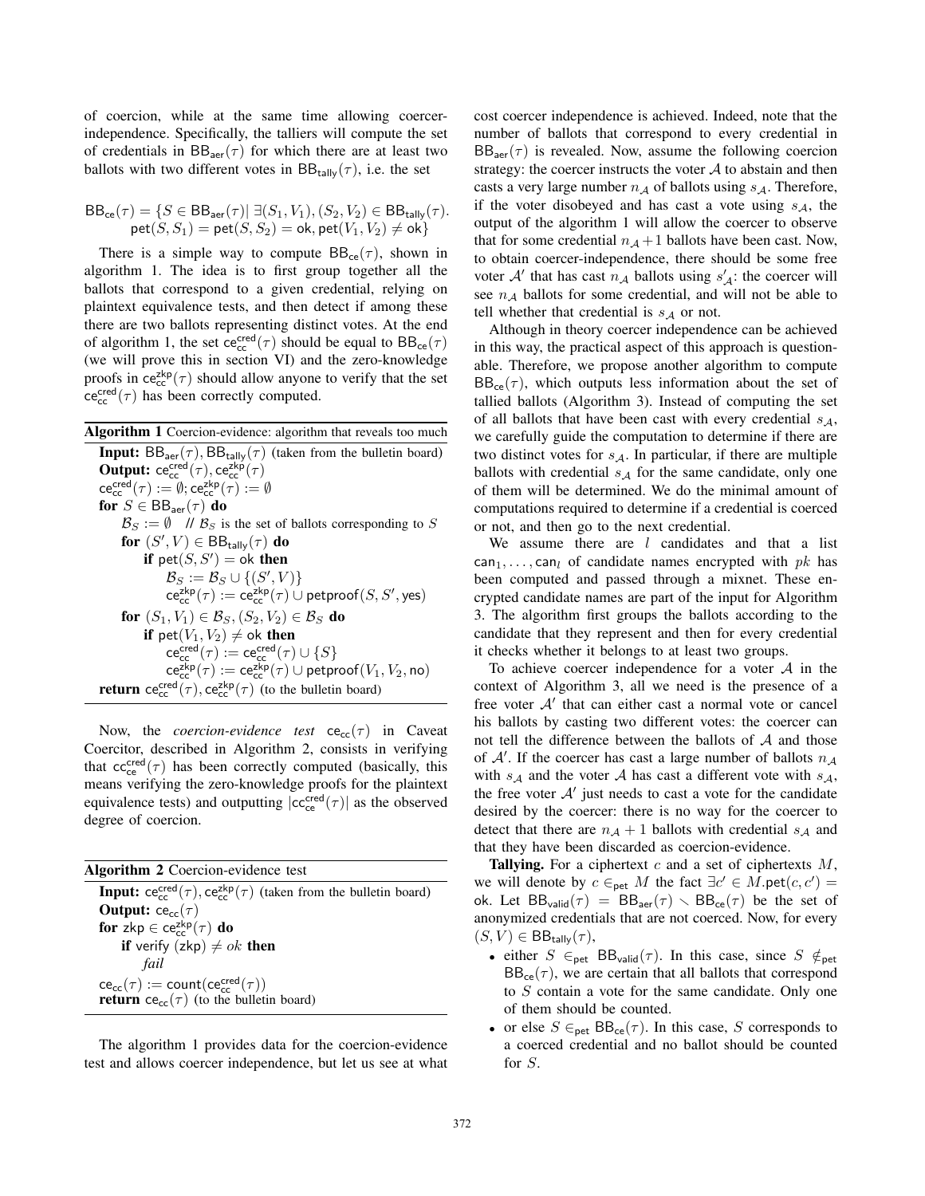of coercion, while at the same time allowing coercer-independence. Specifically, the talliers will compute the set of credentials in $\mathsf{BB}_{\mathsf{aer}}(\tau)$ for which there are at least two ballots with two different votes in $\mathsf{BB}_{\mathsf{tally}}(\tau)$, i.e. the set

$$\mathsf{BB}_{\mathsf{ce}}(\tau) = \{S \in \mathsf{BB}_{\mathsf{aer}}(\tau) | \; \exists (S_1, V_1), (S_2, V_2) \in \mathsf{BB}_{\mathsf{tally}}(\tau). \\ \mathsf{pet}(S, S_1) = \mathsf{pet}(S, S_2) = \mathsf{ok}, \mathsf{pet}(V_1, V_2) \neq \mathsf{ok}\}$$

There is a simple way to compute $\mathsf{BB}_{\mathsf{ce}}(\tau)$, shown in algorithm 1. The idea is to first group together all the ballots that correspond to a given credential, relying on plaintext equivalence tests, and then detect if among these there are two ballots representing distinct votes. At the end of algorithm 1, the set $\mathsf{ce}^{\mathsf{cred}}_{\mathsf{cc}}(\tau)$ should be equal to $\mathsf{BB}_{\mathsf{ce}}(\tau)$ (we will prove this in section VI) and the zero-knowledge proofs in $\mathsf{ce}^{\mathsf{zkp}}_{\mathsf{cc}}(\tau)$ should allow anyone to verify that the set $\mathsf{ce}^{\mathsf{cred}}_{\mathsf{cc}}(\tau)$ has been correctly computed.

**Algorithm 1** Coercion-evidence: algorithm that reveals too much

```
Input: BB_aer(τ), BB_tally(τ) (taken from the bulletin board)
Output: ce^cred_cc(τ), ce^zkp_cc(τ)
ce^cred_cc(τ) := ∅; ce^zkp_cc(τ) := ∅
for S ∈ BB_aer(τ) do
    B_S := ∅   // B_S is the set of ballots corresponding to S
    for (S', V) ∈ BB_tally(τ) do
        if pet(S, S') = ok then
            B_S := B_S ∪ {(S', V)}
            ce^zkp_cc(τ) := ce^zkp_cc(τ) ∪ petproof(S, S', yes)
    for (S_1, V_1) ∈ B_S, (S_2, V_2) ∈ B_S do
        if pet(V_1, V_2) ≠ ok then
            ce^cred_cc(τ) := ce^cred_cc(τ) ∪ {S}
            ce^zkp_cc(τ) := ce^zkp_cc(τ) ∪ petproof(V_1, V_2, no)
return ce^cred_cc(τ), ce^zkp_cc(τ) (to the bulletin board)
```

Now, the *coercion-evidence test* $\mathsf{ce}_{\mathsf{cc}}(\tau)$ in Caveat Coercitor, described in Algorithm 2, consists in verifying that $\mathsf{cc}^{\mathsf{cred}}_{\mathsf{ce}}(\tau)$ has been correctly computed (basically, this means verifying the zero-knowledge proofs for the plaintext equivalence tests) and outputting $|\mathsf{cc}^{\mathsf{cred}}_{\mathsf{ce}}(\tau)|$ as the observed degree of coercion.

**Algorithm 2** Coercion-evidence test

```
Input: ce^cred_cc(τ), ce^zkp_cc(τ) (taken from the bulletin board)
Output: ce_cc(τ)
for zkp ∈ ce^zkp_cc(τ) do
    if verify (zkp) ≠ ok then
        fail
ce_cc(τ) := count(ce^cred_cc(τ))
return ce_cc(τ) (to the bulletin board)
```

The algorithm 1 provides data for the coercion-evidence test and allows coercer independence, but let us see at what cost coercer independence is achieved. Indeed, note that the number of ballots that correspond to every credential in $\mathsf{BB}_{\mathsf{aer}}(\tau)$ is revealed. Now, assume the following coercion strategy: the coercer instructs the voter $\mathcal{A}$ to abstain and then casts a very large number $n_{\mathcal{A}}$ of ballots using $s_{\mathcal{A}}$. Therefore, if the voter disobeyed and has cast a vote using $s_{\mathcal{A}}$, the output of the algorithm 1 will allow the coercer to observe that for some credential $n_{\mathcal{A}}+1$ ballots have been cast. Now, to obtain coercer-independence, there should be some free voter $\mathcal{A}'$ that has cast $n_{\mathcal{A}}$ ballots using $s'_{\mathcal{A}}$: the coercer will see $n_{\mathcal{A}}$ ballots for some credential, and will not be able to tell whether that credential is $s_{\mathcal{A}}$ or not.

Although in theory coercer independence can be achieved in this way, the practical aspect of this approach is questionable. Therefore, we propose another algorithm to compute $\mathsf{BB}_{\mathsf{ce}}(\tau)$, which outputs less information about the set of tallied ballots (Algorithm 3). Instead of computing the set of all ballots that have been cast with every credential $s_{\mathcal{A}}$, we carefully guide the computation to determine if there are two distinct votes for $s_{\mathcal{A}}$. In particular, if there are multiple ballots with credential $s_{\mathcal{A}}$ for the same candidate, only one of them will be determined. We do the minimal amount of computations required to determine if a credential is coerced or not, and then go to the next credential.

We assume there are $l$ candidates and that a list $\mathsf{can}_1, \ldots, \mathsf{can}_l$ of candidate names encrypted with $pk$ has been computed and passed through a mixnet. These encrypted candidate names are part of the input for Algorithm 3. The algorithm first groups the ballots according to the candidate that they represent and then for every credential it checks whether it belongs to at least two groups.

To achieve coercer independence for a voter $\mathcal{A}$ in the context of Algorithm 3, all we need is the presence of a free voter $\mathcal{A}'$ that can either cast a normal vote or cancel his ballots by casting two different votes: the coercer can not tell the difference between the ballots of $\mathcal{A}$ and those of $\mathcal{A}'$. If the coercer has cast a large number of ballots $n_{\mathcal{A}}$ with $s_{\mathcal{A}}$ and the voter $\mathcal{A}$ has cast a different vote with $s_{\mathcal{A}}$, the free voter $\mathcal{A}'$ just needs to cast a vote for the candidate desired by the coercer: there is no way for the coercer to detect that there are $n_{\mathcal{A}}+1$ ballots with credential $s_{\mathcal{A}}$ and that they have been discarded as coercion-evidence.

**Tallying.** For a ciphertext $c$ and a set of ciphertexts $M$, we will denote by $c \in_{\mathsf{pet}} M$ the fact $\exists c' \in M. \mathsf{pet}(c, c') = \mathsf{ok}$. Let $\mathsf{BB}_{\mathsf{valid}}(\tau) = \mathsf{BB}_{\mathsf{aer}}(\tau) \smallsetminus \mathsf{BB}_{\mathsf{ce}}(\tau)$ be the set of anonymized credentials that are not coerced. Now, for every $(S, V) \in \mathsf{BB}_{\mathsf{tally}}(\tau)$,

- either $S \in_{\mathsf{pet}} \mathsf{BB}_{\mathsf{valid}}(\tau)$. In this case, since $S \notin_{\mathsf{pet}} \mathsf{BB}_{\mathsf{ce}}(\tau)$, we are certain that all ballots that correspond to $S$ contain a vote for the same candidate. Only one of them should be counted.
- or else $S \in_{\mathsf{pet}} \mathsf{BB}_{\mathsf{ce}}(\tau)$. In this case, $S$ corresponds to a coerced credential and no ballot should be counted for $S$.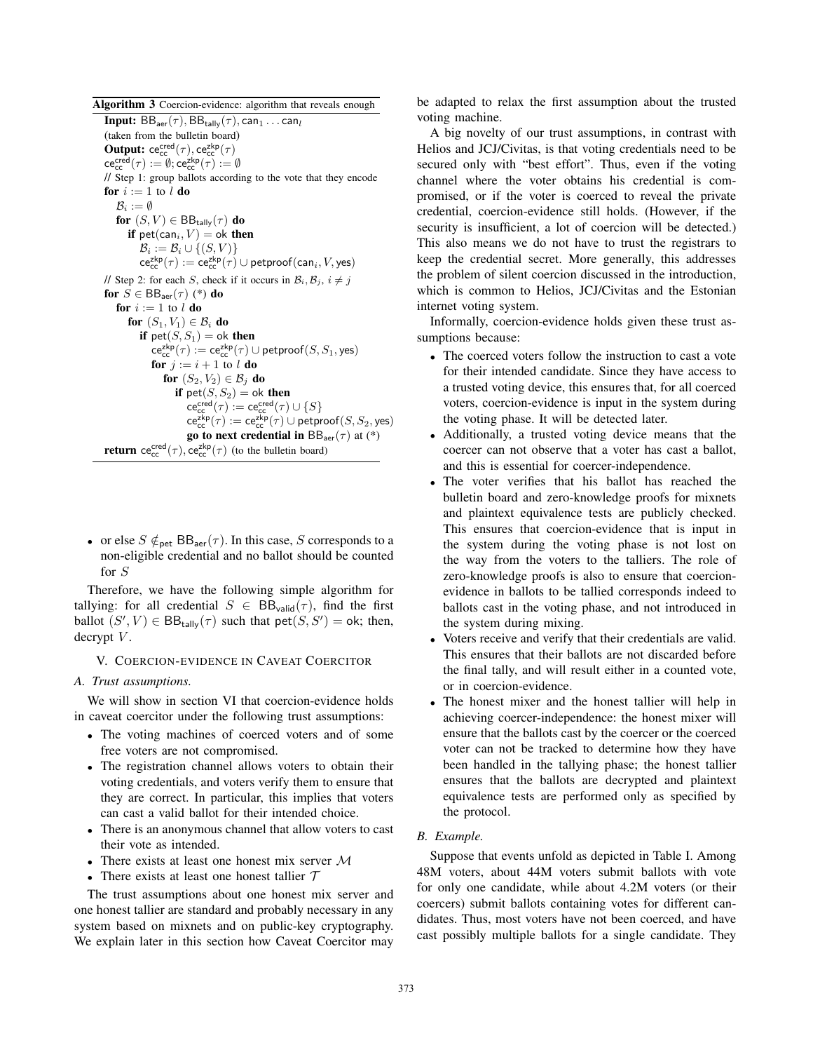**Algorithm 3** Coercion-evidence: algorithm that reveals enough

**Input:** $\mathsf{BB}_{\mathsf{aer}}(\tau), \mathsf{BB}_{\mathsf{tally}}(\tau), \mathsf{can}_1 \ldots \mathsf{can}_l$
(taken from the bulletin board)
**Output:** $\mathsf{ce}^{\mathsf{cred}}_{\mathsf{cc}}(\tau), \mathsf{ce}^{\mathsf{zkp}}_{\mathsf{cc}}(\tau)$
$\mathsf{ce}^{\mathsf{cred}}_{\mathsf{cc}}(\tau) := \emptyset; \mathsf{ce}^{\mathsf{zkp}}_{\mathsf{cc}}(\tau) := \emptyset$
// Step 1: group ballots according to the vote that they encode
**for** $i := 1$ to $l$ **do**
  $\mathcal{B}_i := \emptyset$
  **for** $(S, V) \in \mathsf{BB}_{\mathsf{tally}}(\tau)$ **do**
    **if** $\mathsf{pet}(\mathsf{can}_i, V) = \mathsf{ok}$ **then**
      $\mathcal{B}_i := \mathcal{B}_i \cup \{(S, V)\}$
      $\mathsf{ce}^{\mathsf{zkp}}_{\mathsf{cc}}(\tau) := \mathsf{ce}^{\mathsf{zkp}}_{\mathsf{cc}}(\tau) \cup \mathsf{petproof}(\mathsf{can}_i, V, \mathsf{yes})$
// Step 2: for each $S$, check if it occurs in $\mathcal{B}_i, \mathcal{B}_j$, $i \neq j$
**for** $S \in \mathsf{BB}_{\mathsf{aer}}(\tau)$ (*) **do**
  **for** $i := 1$ to $l$ **do**
    **for** $(S_1, V_1) \in \mathcal{B}_i$ **do**
      **if** $\mathsf{pet}(S, S_1) = \mathsf{ok}$ **then**
        $\mathsf{ce}^{\mathsf{zkp}}_{\mathsf{cc}}(\tau) := \mathsf{ce}^{\mathsf{zkp}}_{\mathsf{cc}}(\tau) \cup \mathsf{petproof}(S, S_1, \mathsf{yes})$
        **for** $j := i + 1$ to $l$ **do**
          **for** $(S_2, V_2) \in \mathcal{B}_j$ **do**
            **if** $\mathsf{pet}(S, S_2) = \mathsf{ok}$ **then**
              $\mathsf{ce}^{\mathsf{cred}}_{\mathsf{cc}}(\tau) := \mathsf{ce}^{\mathsf{cred}}_{\mathsf{cc}}(\tau) \cup \{S\}$
              $\mathsf{ce}^{\mathsf{zkp}}_{\mathsf{cc}}(\tau) := \mathsf{ce}^{\mathsf{zkp}}_{\mathsf{cc}}(\tau) \cup \mathsf{petproof}(S, S_2, \mathsf{yes})$
              **go to next credential in** $\mathsf{BB}_{\mathsf{aer}}(\tau)$ at (*)
**return** $\mathsf{ce}^{\mathsf{cred}}_{\mathsf{cc}}(\tau), \mathsf{ce}^{\mathsf{zkp}}_{\mathsf{cc}}(\tau)$ (to the bulletin board)

- or else $S \notin_{\mathsf{pet}} \mathsf{BB}_{\mathsf{aer}}(\tau)$. In this case, $S$ corresponds to a non-eligible credential and no ballot should be counted for $S$

Therefore, we have the following simple algorithm for tallying: for all credential $S \in \mathsf{BB}_{\mathsf{valid}}(\tau)$, find the first ballot $(S', V) \in \mathsf{BB}_{\mathsf{tally}}(\tau)$ such that $\mathsf{pet}(S, S') = \mathsf{ok}$; then, decrypt $V$.

## V. Coercion-evidence in Caveat Coercitor

### A. Trust assumptions.

We will show in section VI that coercion-evidence holds in caveat coercitor under the following trust assumptions:

- The voting machines of coerced voters and of some free voters are not compromised.
- The registration channel allows voters to obtain their voting credentials, and voters verify them to ensure that they are correct. In particular, this implies that voters can cast a valid ballot for their intended choice.
- There is an anonymous channel that allow voters to cast their vote as intended.
- There exists at least one honest mix server $\mathcal{M}$
- There exists at least one honest tallier $\mathcal{T}$

The trust assumptions about one honest mix server and one honest tallier are standard and probably necessary in any system based on mixnets and on public-key cryptography. We explain later in this section how Caveat Coercitor may be adapted to relax the first assumption about the trusted voting machine.

A big novelty of our trust assumptions, in contrast with Helios and JCJ/Civitas, is that voting credentials need to be secured only with "best effort". Thus, even if the voting channel where the voter obtains his credential is compromised, or if the voter is coerced to reveal the private credential, coercion-evidence still holds. (However, if the security is insufficient, a lot of coercion will be detected.) This also means we do not have to trust the registrars to keep the credential secret. More generally, this addresses the problem of silent coercion discussed in the introduction, which is common to Helios, JCJ/Civitas and the Estonian internet voting system.

Informally, coercion-evidence holds given these trust assumptions because:

- The coerced voters follow the instruction to cast a vote for their intended candidate. Since they have access to a trusted voting device, this ensures that, for all coerced voters, coercion-evidence is input in the system during the voting phase. It will be detected later.
- Additionally, a trusted voting device means that the coercer can not observe that a voter has cast a ballot, and this is essential for coercer-independence.
- The voter verifies that his ballot has reached the bulletin board and zero-knowledge proofs for mixnets and plaintext equivalence tests are publicly checked. This ensures that coercion-evidence that is input in the system during the voting phase is not lost on the way from the voters to the talliers. The role of zero-knowledge proofs is also to ensure that coercion-evidence in ballots to be tallied corresponds indeed to ballots cast in the voting phase, and not introduced in the system during mixing.
- Voters receive and verify that their credentials are valid. This ensures that their ballots are not discarded before the final tally, and will result either in a counted vote, or in coercion-evidence.
- The honest mixer and the honest tallier will help in achieving coercer-independence: the honest mixer will ensure that the ballots cast by the coercer or the coerced voter can not be tracked to determine how they have been handled in the tallying phase; the honest tallier ensures that the ballots are decrypted and plaintext equivalence tests are performed only as specified by the protocol.

### B. Example.

Suppose that events unfold as depicted in Table I. Among 48M voters, about 44M voters submit ballots with vote for only one candidate, while about 4.2M voters (or their coercers) submit ballots containing votes for different candidates. Thus, most voters have not been coerced, and have cast possibly multiple ballots for a single candidate. They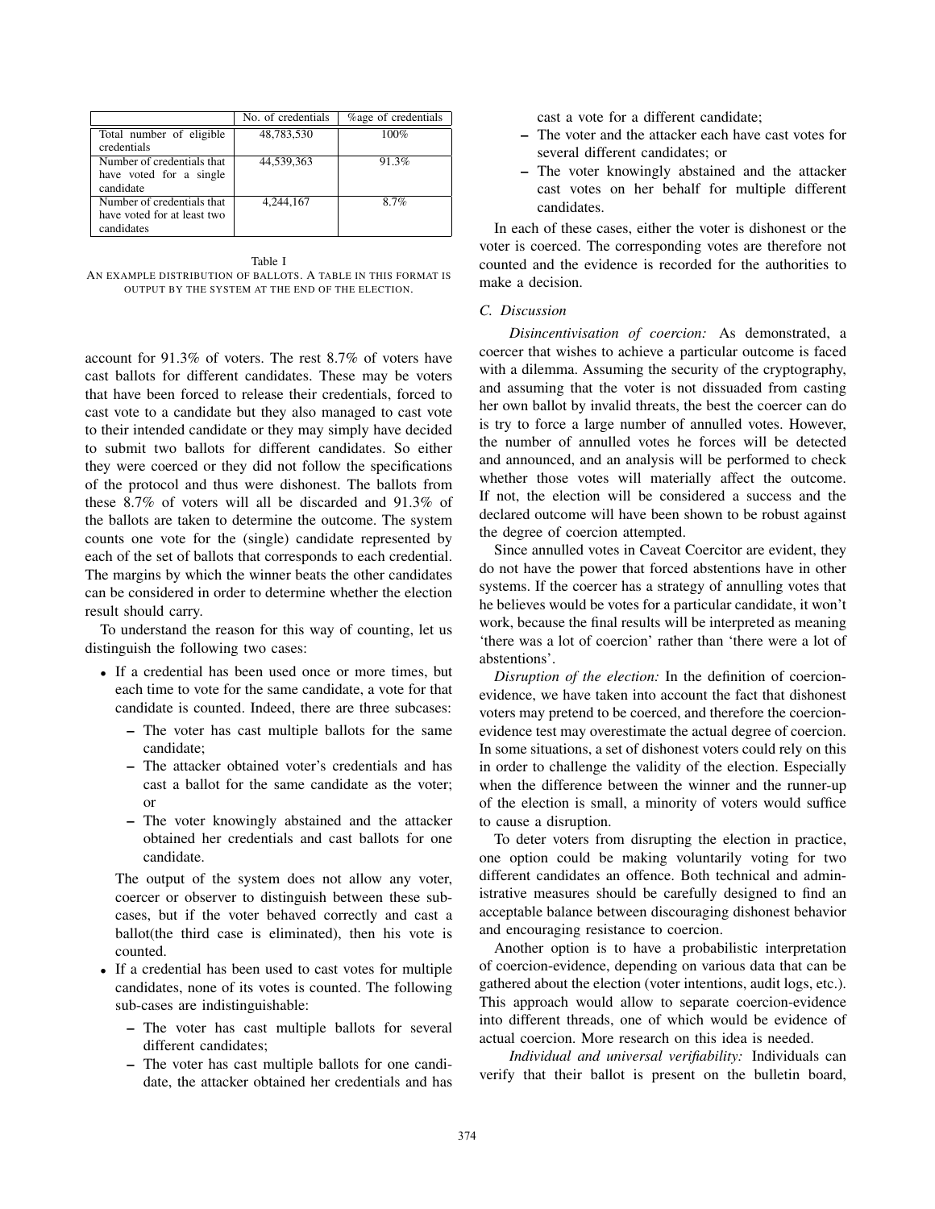|  | No. of credentials | %age of credentials |
| --- | --- | --- |
| Total number of eligible credentials | 48,783,530 | 100% |
| Number of credentials that have voted for a single candidate | 44,539,363 | 91.3% |
| Number of credentials that have voted for at least two candidates | 4,244,167 | 8.7% |

Table I

AN EXAMPLE DISTRIBUTION OF BALLOTS. A TABLE IN THIS FORMAT IS OUTPUT BY THE SYSTEM AT THE END OF THE ELECTION.

account for 91.3% of voters. The rest 8.7% of voters have cast ballots for different candidates. These may be voters that have been forced to release their credentials, forced to cast vote to a candidate but they also managed to cast vote to their intended candidate or they may simply have decided to submit two ballots for different candidates. So either they were coerced or they did not follow the specifications of the protocol and thus were dishonest. The ballots from these 8.7% of voters will all be discarded and 91.3% of the ballots are taken to determine the outcome. The system counts one vote for the (single) candidate represented by each of the set of ballots that corresponds to each credential. The margins by which the winner beats the other candidates can be considered in order to determine whether the election result should carry.

To understand the reason for this way of counting, let us distinguish the following two cases:

- If a credential has been used once or more times, but each time to vote for the same candidate, a vote for that candidate is counted. Indeed, there are three subcases:
  - The voter has cast multiple ballots for the same candidate;
  - The attacker obtained voter's credentials and has cast a ballot for the same candidate as the voter; or
  - The voter knowingly abstained and the attacker obtained her credentials and cast ballots for one candidate.

  The output of the system does not allow any voter, coercer or observer to distinguish between these subcases, but if the voter behaved correctly and cast a ballot(the third case is eliminated), then his vote is counted.
- If a credential has been used to cast votes for multiple candidates, none of its votes is counted. The following sub-cases are indistinguishable:
  - The voter has cast multiple ballots for several different candidates;
  - The voter has cast multiple ballots for one candidate, the attacker obtained her credentials and has cast a vote for a different candidate;
  - The voter and the attacker each have cast votes for several different candidates; or
  - The voter knowingly abstained and the attacker cast votes on her behalf for multiple different candidates.

In each of these cases, either the voter is dishonest or the voter is coerced. The corresponding votes are therefore not counted and the evidence is recorded for the authorities to make a decision.

### C. Discussion

*Disincentivisation of coercion:* As demonstrated, a coercer that wishes to achieve a particular outcome is faced with a dilemma. Assuming the security of the cryptography, and assuming that the voter is not dissuaded from casting her own ballot by invalid threats, the best the coercer can do is try to force a large number of annulled votes. However, the number of annulled votes he forces will be detected and announced, and an analysis will be performed to check whether those votes will materially affect the outcome. If not, the election will be considered a success and the declared outcome will have been shown to be robust against the degree of coercion attempted.

Since annulled votes in Caveat Coercitor are evident, they do not have the power that forced abstentions have in other systems. If the coercer has a strategy of annulling votes that he believes would be votes for a particular candidate, it won't work, because the final results will be interpreted as meaning 'there was a lot of coercion' rather than 'there were a lot of abstentions'.

*Disruption of the election:* In the definition of coercion-evidence, we have taken into account the fact that dishonest voters may pretend to be coerced, and therefore the coercion-evidence test may overestimate the actual degree of coercion. In some situations, a set of dishonest voters could rely on this in order to challenge the validity of the election. Especially when the difference between the winner and the runner-up of the election is small, a minority of voters would suffice to cause a disruption.

To deter voters from disrupting the election in practice, one option could be making voluntarily voting for two different candidates an offence. Both technical and administrative measures should be carefully designed to find an acceptable balance between discouraging dishonest behavior and encouraging resistance to coercion.

Another option is to have a probabilistic interpretation of coercion-evidence, depending on various data that can be gathered about the election (voter intentions, audit logs, etc.). This approach would allow to separate coercion-evidence into different threads, one of which would be evidence of actual coercion. More research on this idea is needed.

*Individual and universal verifiability:* Individuals can verify that their ballot is present on the bulletin board,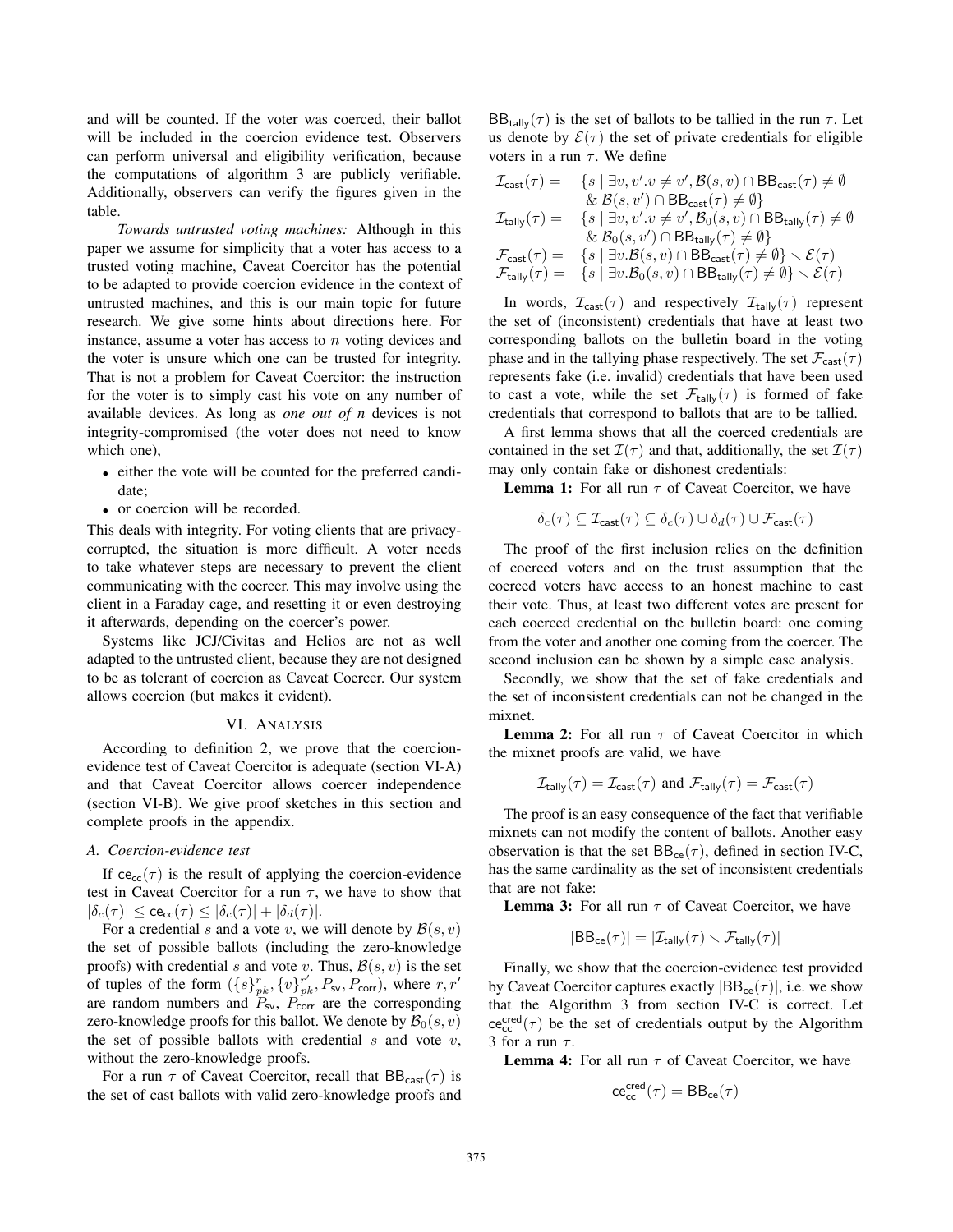and will be counted. If the voter was coerced, their ballot will be included in the coercion evidence test. Observers can perform universal and eligibility verification, because the computations of algorithm 3 are publicly verifiable. Additionally, observers can verify the figures given in the table.

*Towards untrusted voting machines:* Although in this paper we assume for simplicity that a voter has access to a trusted voting machine, Caveat Coercitor has the potential to be adapted to provide coercion evidence in the context of untrusted machines, and this is our main topic for future research. We give some hints about directions here. For instance, assume a voter has access to $n$ voting devices and the voter is unsure which one can be trusted for integrity. That is not a problem for Caveat Coercitor: the instruction for the voter is to simply cast his vote on any number of available devices. As long as *one out of n* devices is not integrity-compromised (the voter does not need to know which one),

- either the vote will be counted for the preferred candidate;
- or coercion will be recorded.

This deals with integrity. For voting clients that are privacy-corrupted, the situation is more difficult. A voter needs to take whatever steps are necessary to prevent the client communicating with the coercer. This may involve using the client in a Faraday cage, and resetting it or even destroying it afterwards, depending on the coercer's power.

Systems like JCJ/Civitas and Helios are not as well adapted to the untrusted client, because they are not designed to be as tolerant of coercion as Caveat Coercer. Our system allows coercion (but makes it evident).

## VI. Analysis

According to definition 2, we prove that the coercion-evidence test of Caveat Coercitor is adequate (section VI-A) and that Caveat Coercitor allows coercer independence (section VI-B). We give proof sketches in this section and complete proofs in the appendix.

### A. Coercion-evidence test

If $\mathsf{ce}_{\mathsf{cc}}(\tau)$ is the result of applying the coercion-evidence test in Caveat Coercitor for a run $\tau$, we have to show that $|\delta_c(\tau)| \leq \mathsf{ce}_{\mathsf{cc}}(\tau) \leq |\delta_c(\tau)| + |\delta_d(\tau)|$.

For a credential $s$ and a vote $v$, we will denote by $\mathcal{B}(s, v)$ the set of possible ballots (including the zero-knowledge proofs) with credential $s$ and vote $v$. Thus, $\mathcal{B}(s, v)$ is the set of tuples of the form $(\{s\}^r_{pk}, \{v\}^{r'}_{pk}, P_{\mathsf{sv}}, P_{\mathsf{corr}})$, where $r, r'$ are random numbers and $P_{\mathsf{sv}}$, $P_{\mathsf{corr}}$ are the corresponding zero-knowledge proofs for this ballot. We denote by $\mathcal{B}_0(s, v)$ the set of possible ballots with credential $s$ and vote $v$, without the zero-knowledge proofs.

For a run $\tau$ of Caveat Coercitor, recall that $\mathsf{BB}_{\mathsf{cast}}(\tau)$ is the set of cast ballots with valid zero-knowledge proofs and $\mathsf{BB}_{\mathsf{tally}}(\tau)$ is the set of ballots to be tallied in the run $\tau$. Let us denote by $\mathcal{E}(\tau)$ the set of private credentials for eligible voters in a run $\tau$. We define

$$
\begin{aligned}
\mathcal{I}_{\mathsf{cast}}(\tau) = \ & \{s \mid \exists v, v'. v \neq v', \mathcal{B}(s, v) \cap \mathsf{BB}_{\mathsf{cast}}(\tau) \neq \emptyset \\
& \ \& \ \mathcal{B}(s, v') \cap \mathsf{BB}_{\mathsf{cast}}(\tau) \neq \emptyset\} \\
\mathcal{I}_{\mathsf{tally}}(\tau) = \ & \{s \mid \exists v, v'. v \neq v', \mathcal{B}_0(s, v) \cap \mathsf{BB}_{\mathsf{tally}}(\tau) \neq \emptyset \\
& \ \& \ \mathcal{B}_0(s, v') \cap \mathsf{BB}_{\mathsf{tally}}(\tau) \neq \emptyset\} \\
\mathcal{F}_{\mathsf{cast}}(\tau) = \ & \{s \mid \exists v. \mathcal{B}(s, v) \cap \mathsf{BB}_{\mathsf{cast}}(\tau) \neq \emptyset\} \smallsetminus \mathcal{E}(\tau) \\
\mathcal{F}_{\mathsf{tally}}(\tau) = \ & \{s \mid \exists v. \mathcal{B}_0(s, v) \cap \mathsf{BB}_{\mathsf{tally}}(\tau) \neq \emptyset\} \smallsetminus \mathcal{E}(\tau)
\end{aligned}
$$

In words, $\mathcal{I}_{\mathsf{cast}}(\tau)$ and respectively $\mathcal{I}_{\mathsf{tally}}(\tau)$ represent the set of (inconsistent) credentials that have at least two corresponding ballots on the bulletin board in the voting phase and in the tallying phase respectively. The set $\mathcal{F}_{\mathsf{cast}}(\tau)$ represents fake (i.e. invalid) credentials that have been used to cast a vote, while the set $\mathcal{F}_{\mathsf{tally}}(\tau)$ is formed of fake credentials that correspond to ballots that are to be tallied.

A first lemma shows that all the coerced credentials are contained in the set $\mathcal{I}(\tau)$ and that, additionally, the set $\mathcal{I}(\tau)$ may only contain fake or dishonest credentials:

**Lemma 1:** For all run $\tau$ of Caveat Coercitor, we have

$$\delta_c(\tau) \subseteq \mathcal{I}_{\mathsf{cast}}(\tau) \subseteq \delta_c(\tau) \cup \delta_d(\tau) \cup \mathcal{F}_{\mathsf{cast}}(\tau)$$

The proof of the first inclusion relies on the definition of coerced voters and on the trust assumption that the coerced voters have access to an honest machine to cast their vote. Thus, at least two different votes are present for each coerced credential on the bulletin board: one coming from the voter and another one coming from the coercer. The second inclusion can be shown by a simple case analysis.

Secondly, we show that the set of fake credentials and the set of inconsistent credentials can not be changed in the mixnet.

**Lemma 2:** For all run $\tau$ of Caveat Coercitor in which the mixnet proofs are valid, we have

$$\mathcal{I}_{\mathsf{tally}}(\tau) = \mathcal{I}_{\mathsf{cast}}(\tau) \text{ and } \mathcal{F}_{\mathsf{tally}}(\tau) = \mathcal{F}_{\mathsf{cast}}(\tau)$$

The proof is an easy consequence of the fact that verifiable mixnets can not modify the content of ballots. Another easy observation is that the set $\mathsf{BB}_{\mathsf{ce}}(\tau)$, defined in section IV-C, has the same cardinality as the set of inconsistent credentials that are not fake:

**Lemma 3:** For all run $\tau$ of Caveat Coercitor, we have

$$|\mathsf{BB}_{\mathsf{ce}}(\tau)| = |\mathcal{I}_{\mathsf{tally}}(\tau) \smallsetminus \mathcal{F}_{\mathsf{tally}}(\tau)|$$

Finally, we show that the coercion-evidence test provided by Caveat Coercitor captures exactly $|\mathsf{BB}_{\mathsf{ce}}(\tau)|$, i.e. we show that the Algorithm 3 from section IV-C is correct. Let $\mathsf{ce}^{\mathsf{cred}}_{\mathsf{cc}}(\tau)$ be the set of credentials output by the Algorithm 3 for a run $\tau$.

**Lemma 4:** For all run $\tau$ of Caveat Coercitor, we have

$$\mathsf{ce}^{\mathsf{cred}}_{\mathsf{cc}}(\tau) = \mathsf{BB}_{\mathsf{ce}}(\tau)$$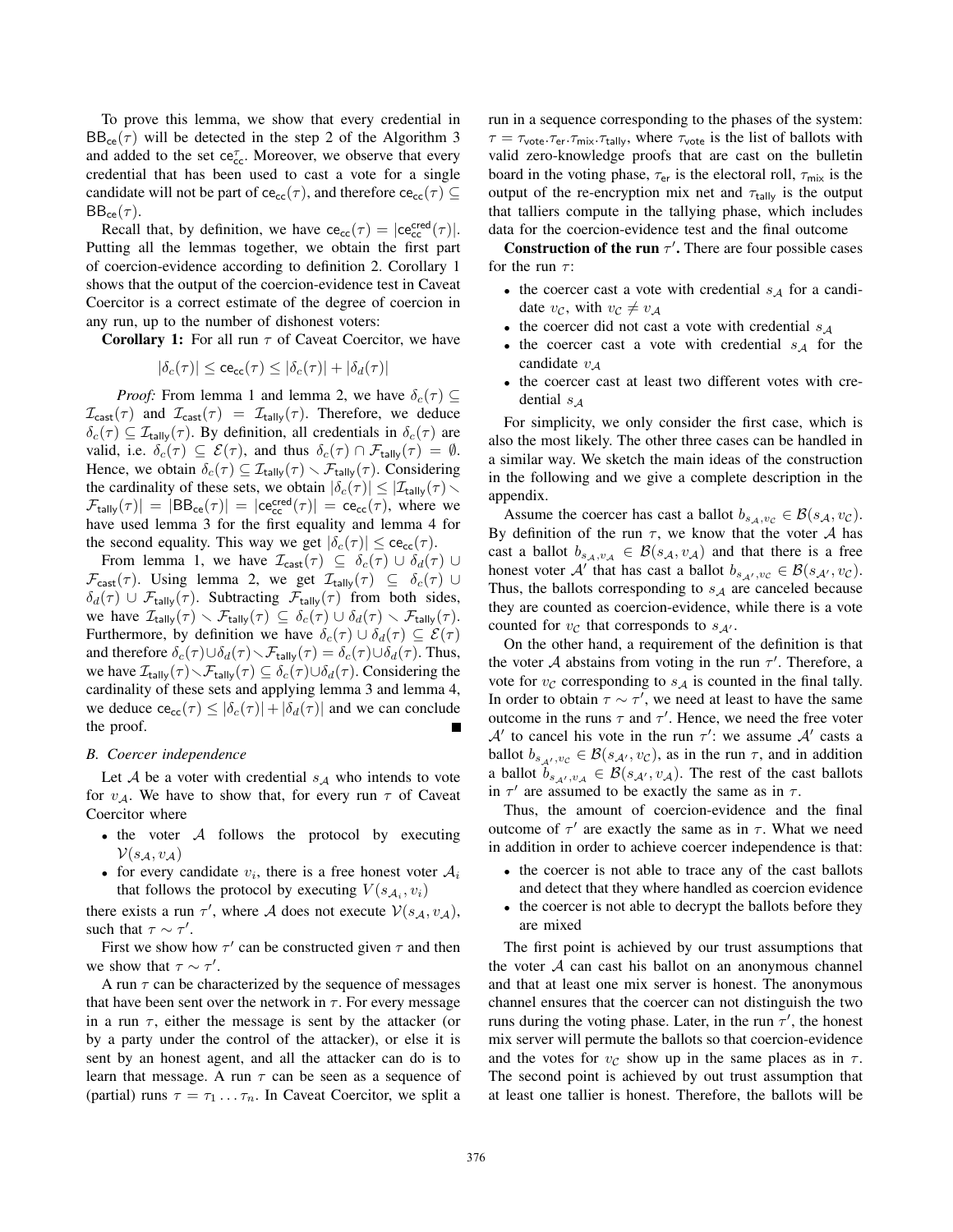To prove this lemma, we show that every credential in $\mathsf{BB}_{\mathsf{ce}}(\tau)$ will be detected in the step 2 of the Algorithm 3 and added to the set $\mathsf{ce}^{\tau}_{\mathsf{cc}}$. Moreover, we observe that every credential that has been used to cast a vote for a single candidate will not be part of $\mathsf{ce}_{\mathsf{cc}}(\tau)$, and therefore $\mathsf{ce}_{\mathsf{cc}}(\tau) \subseteq \mathsf{BB}_{\mathsf{ce}}(\tau)$.

Recall that, by definition, we have $\mathsf{ce}_{\mathsf{cc}}(\tau) = |\mathsf{ce}^{\mathsf{cred}}_{\mathsf{cc}}(\tau)|$. Putting all the lemmas together, we obtain the first part of coercion-evidence according to definition 2. Corollary 1 shows that the output of the coercion-evidence test in Caveat Coercitor is a correct estimate of the degree of coercion in any run, up to the number of dishonest voters:

**Corollary 1:** For all run $\tau$ of Caveat Coercitor, we have

$$|\delta_c(\tau)| \leq \mathsf{ce}_{\mathsf{cc}}(\tau) \leq |\delta_c(\tau)| + |\delta_d(\tau)|$$

*Proof:* From lemma 1 and lemma 2, we have $\delta_c(\tau) \subseteq \mathcal{I}_{\mathsf{cast}}(\tau)$ and $\mathcal{I}_{\mathsf{cast}}(\tau) = \mathcal{I}_{\mathsf{tally}}(\tau)$. Therefore, we deduce $\delta_c(\tau) \subseteq \mathcal{I}_{\mathsf{tally}}(\tau)$. By definition, all credentials in $\delta_c(\tau)$ are valid, i.e. $\delta_c(\tau) \subseteq \mathcal{E}(\tau)$, and thus $\delta_c(\tau) \cap \mathcal{F}_{\mathsf{tally}}(\tau) = \emptyset$. Hence, we obtain $\delta_c(\tau) \subseteq \mathcal{I}_{\mathsf{tally}}(\tau) \smallsetminus \mathcal{F}_{\mathsf{tally}}(\tau)$. Considering the cardinality of these sets, we obtain $|\delta_c(\tau)| \leq |\mathcal{I}_{\mathsf{tally}}(\tau) \smallsetminus \mathcal{F}_{\mathsf{tally}}(\tau)| = |\mathsf{BB}_{\mathsf{ce}}(\tau)| = |\mathsf{ce}^{\mathsf{cred}}_{\mathsf{cc}}(\tau)| = \mathsf{ce}_{\mathsf{cc}}(\tau)$, where we have used lemma 3 for the first equality and lemma 4 for the second equality. This way we get $|\delta_c(\tau)| \leq \mathsf{ce}_{\mathsf{cc}}(\tau)$.

From lemma 1, we have $\mathcal{I}_{\mathsf{cast}}(\tau) \subseteq \delta_c(\tau) \cup \delta_d(\tau) \cup \mathcal{F}_{\mathsf{cast}}(\tau)$. Using lemma 2, we get $\mathcal{I}_{\mathsf{tally}}(\tau) \subseteq \delta_c(\tau) \cup \delta_d(\tau) \cup \mathcal{F}_{\mathsf{tally}}(\tau)$. Subtracting $\mathcal{F}_{\mathsf{tally}}(\tau)$ from both sides, we have $\mathcal{I}_{\mathsf{tally}}(\tau) \smallsetminus \mathcal{F}_{\mathsf{tally}}(\tau) \subseteq \delta_c(\tau) \cup \delta_d(\tau) \smallsetminus \mathcal{F}_{\mathsf{tally}}(\tau)$. Furthermore, by definition we have $\delta_c(\tau) \cup \delta_d(\tau) \subseteq \mathcal{E}(\tau)$ and therefore $\delta_c(\tau) \cup \delta_d(\tau) \smallsetminus \mathcal{F}_{\mathsf{tally}}(\tau) = \delta_c(\tau) \cup \delta_d(\tau)$. Thus, we have $\mathcal{I}_{\mathsf{tally}}(\tau) \smallsetminus \mathcal{F}_{\mathsf{tally}}(\tau) \subseteq \delta_c(\tau) \cup \delta_d(\tau)$. Considering the cardinality of these sets and applying lemma 3 and lemma 4, we deduce $\mathsf{ce}_{\mathsf{cc}}(\tau) \leq |\delta_c(\tau)| + |\delta_d(\tau)|$ and we can conclude the proof. ■

### *B. Coercer independence*

Let $\mathcal{A}$ be a voter with credential $s_{\mathcal{A}}$ who intends to vote for $v_{\mathcal{A}}$. We have to show that, for every run $\tau$ of Caveat Coercitor where

- the voter $\mathcal{A}$ follows the protocol by executing $\mathcal{V}(s_{\mathcal{A}}, v_{\mathcal{A}})$
- for every candidate $v_i$, there is a free honest voter $\mathcal{A}_i$ that follows the protocol by executing $V(s_{\mathcal{A}_i}, v_i)$

there exists a run $\tau'$, where $\mathcal{A}$ does not execute $\mathcal{V}(s_{\mathcal{A}}, v_{\mathcal{A}})$, such that $\tau \sim \tau'$.

First we show how $\tau'$ can be constructed given $\tau$ and then we show that $\tau \sim \tau'$.

A run $\tau$ can be characterized by the sequence of messages that have been sent over the network in $\tau$. For every message in a run $\tau$, either the message is sent by the attacker (or by a party under the control of the attacker), or else it is sent by an honest agent, and all the attacker can do is to learn that message. A run $\tau$ can be seen as a sequence of (partial) runs $\tau = \tau_1 \dots \tau_n$. In Caveat Coercitor, we split a run in a sequence corresponding to the phases of the system: $\tau = \tau_{\mathsf{vote}}.\tau_{\mathsf{er}}.\tau_{\mathsf{mix}}.\tau_{\mathsf{tally}}$, where $\tau_{\mathsf{vote}}$ is the list of ballots with valid zero-knowledge proofs that are cast on the bulletin board in the voting phase, $\tau_{\mathsf{er}}$ is the electoral roll, $\tau_{\mathsf{mix}}$ is the output of the re-encryption mix net and $\tau_{\mathsf{tally}}$ is the output that talliers compute in the tallying phase, which includes data for the coercion-evidence test and the final outcome

**Construction of the run $\tau'$.** There are four possible cases for the run $\tau$:

- the coercer cast a vote with credential $s_{\mathcal{A}}$ for a candidate $v_{\mathcal{C}}$, with $v_{\mathcal{C}} \neq v_{\mathcal{A}}$
- the coercer did not cast a vote with credential $s_{\mathcal{A}}$
- the coercer cast a vote with credential $s_{\mathcal{A}}$ for the candidate $v_{\mathcal{A}}$
- the coercer cast at least two different votes with credential $s_{\mathcal{A}}$

For simplicity, we only consider the first case, which is also the most likely. The other three cases can be handled in a similar way. We sketch the main ideas of the construction in the following and we give a complete description in the appendix.

Assume the coercer has cast a ballot $b_{s_{\mathcal{A}}, v_{\mathcal{C}}} \in \mathcal{B}(s_{\mathcal{A}}, v_{\mathcal{C}})$. By definition of the run $\tau$, we know that the voter $\mathcal{A}$ has cast a ballot $b_{s_{\mathcal{A}}, v_{\mathcal{A}}} \in \mathcal{B}(s_{\mathcal{A}}, v_{\mathcal{A}})$ and that there is a free honest voter $\mathcal{A}'$ that has cast a ballot $b_{s_{\mathcal{A}'}, v_{\mathcal{C}}} \in \mathcal{B}(s_{\mathcal{A}'}, v_{\mathcal{C}})$. Thus, the ballots corresponding to $s_{\mathcal{A}}$ are canceled because they are counted as coercion-evidence, while there is a vote counted for $v_{\mathcal{C}}$ that corresponds to $s_{\mathcal{A}'}$.

On the other hand, a requirement of the definition is that the voter $\mathcal{A}$ abstains from voting in the run $\tau'$. Therefore, a vote for $v_{\mathcal{C}}$ corresponding to $s_{\mathcal{A}}$ is counted in the final tally. In order to obtain $\tau \sim \tau'$, we need at least to have the same outcome in the runs $\tau$ and $\tau'$. Hence, we need the free voter $\mathcal{A}'$ to cancel his vote in the run $\tau'$: we assume $\mathcal{A}'$ casts a ballot $b_{s_{\mathcal{A}'}, v_{\mathcal{C}}} \in \mathcal{B}(s_{\mathcal{A}'}, v_{\mathcal{C}})$, as in the run $\tau$, and in addition a ballot $b_{s_{\mathcal{A}'}, v_{\mathcal{A}}} \in \mathcal{B}(s_{\mathcal{A}'}, v_{\mathcal{A}})$. The rest of the cast ballots in $\tau'$ are assumed to be exactly the same as in $\tau$.

Thus, the amount of coercion-evidence and the final outcome of $\tau'$ are exactly the same as in $\tau$. What we need in addition in order to achieve coercer independence is that:

- the coercer is not able to trace any of the cast ballots and detect that they where handled as coercion evidence
- the coercer is not able to decrypt the ballots before they are mixed

The first point is achieved by our trust assumptions that the voter $\mathcal{A}$ can cast his ballot on an anonymous channel and that at least one mix server is honest. The anonymous channel ensures that the coercer can not distinguish the two runs during the voting phase. Later, in the run $\tau'$, the honest mix server will permute the ballots so that coercion-evidence and the votes for $v_{\mathcal{C}}$ show up in the same places as in $\tau$. The second point is achieved by out trust assumption that at least one tallier is honest. Therefore, the ballots will be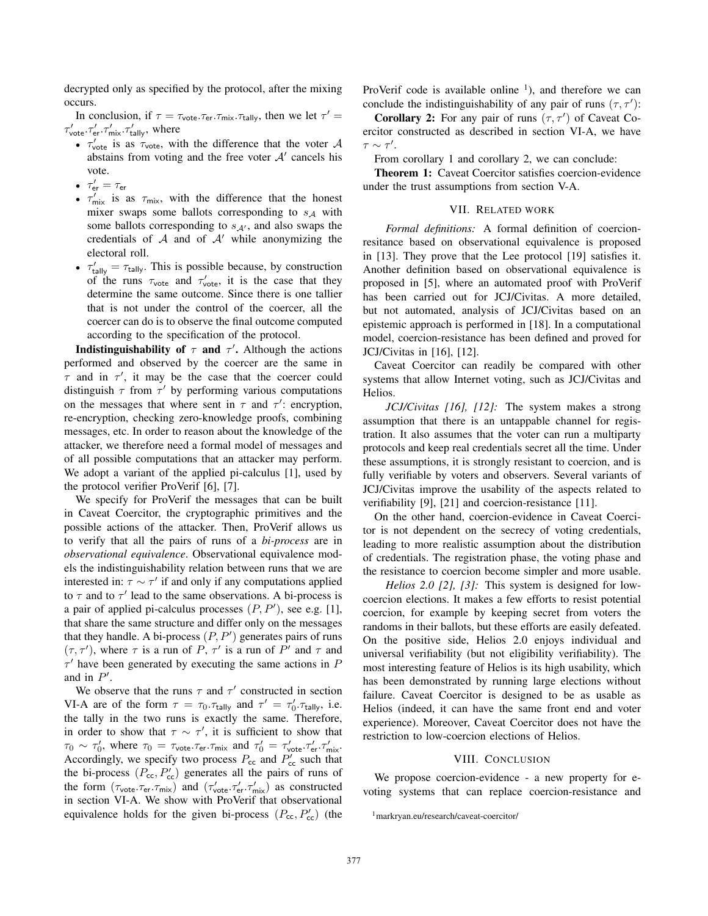decrypted only as specified by the protocol, after the mixing occurs.

In conclusion, if $\tau = \tau_{\mathsf{vote}}.\tau_{\mathsf{er}}.\tau_{\mathsf{mix}}.\tau_{\mathsf{tally}}$, then we let $\tau' = \tau'_{\mathsf{vote}}.\tau'_{\mathsf{er}}.\tau'_{\mathsf{mix}}.\tau'_{\mathsf{tally}}$, where

- $\tau'_{\mathsf{vote}}$ is as $\tau_{\mathsf{vote}}$, with the difference that the voter $\mathcal{A}$ abstains from voting and the free voter $\mathcal{A}'$ cancels his vote.
- $\tau'_{\mathsf{er}} = \tau_{\mathsf{er}}$
- $\tau'_{\mathsf{mix}}$ is as $\tau_{\mathsf{mix}}$, with the difference that the honest mixer swaps some ballots corresponding to $s_{\mathcal{A}}$ with some ballots corresponding to $s_{\mathcal{A}'}$, and also swaps the credentials of $\mathcal{A}$ and of $\mathcal{A}'$ while anonymizing the electoral roll.
- $\tau'_{\mathsf{tally}} = \tau_{\mathsf{tally}}$. This is possible because, by construction of the runs $\tau_{\mathsf{vote}}$ and $\tau'_{\mathsf{vote}}$, it is the case that they determine the same outcome. Since there is one tallier that is not under the control of the coercer, all the coercer can do is to observe the final outcome computed according to the specification of the protocol.

**Indistinguishability of $\tau$ and $\tau'$.** Although the actions performed and observed by the coercer are the same in $\tau$ and in $\tau'$, it may be the case that the coercer could distinguish $\tau$ from $\tau'$ by performing various computations on the messages that where sent in $\tau$ and $\tau'$: encryption, re-encryption, checking zero-knowledge proofs, combining messages, etc. In order to reason about the knowledge of the attacker, we therefore need a formal model of messages and of all possible computations that an attacker may perform. We adopt a variant of the applied pi-calculus [1], used by the protocol verifier ProVerif [6], [7].

We specify for ProVerif the messages that can be built in Caveat Coercitor, the cryptographic primitives and the possible actions of the attacker. Then, ProVerif allows us to verify that all the pairs of runs of a *bi-process* are in *observational equivalence*. Observational equivalence models the indistinguishability relation between runs that we are interested in: $\tau \sim \tau'$ if and only if any computations applied to $\tau$ and to $\tau'$ lead to the same observations. A bi-process is a pair of applied pi-calculus processes $(P, P')$, see e.g. [1], that share the same structure and differ only on the messages that they handle. A bi-process $(P, P')$ generates pairs of runs $(\tau, \tau')$, where $\tau$ is a run of $P$, $\tau'$ is a run of $P'$ and $\tau$ and $\tau'$ have been generated by executing the same actions in $P$ and in $P'$.

We observe that the runs $\tau$ and $\tau'$ constructed in section VI-A are of the form $\tau = \tau_0.\tau_{\mathsf{tally}}$ and $\tau' = \tau'_0.\tau_{\mathsf{tally}}$, i.e. the tally in the two runs is exactly the same. Therefore, in order to show that $\tau \sim \tau'$, it is sufficient to show that $\tau_0 \sim \tau'_0$, where $\tau_0 = \tau_{\mathsf{vote}}.\tau_{\mathsf{er}}.\tau_{\mathsf{mix}}$ and $\tau'_0 = \tau'_{\mathsf{vote}}.\tau'_{\mathsf{er}}.\tau'_{\mathsf{mix}}$. Accordingly, we specify two process $P_{\mathsf{cc}}$ and $P'_{\mathsf{cc}}$ such that the bi-process $(P_{\mathsf{cc}}, P'_{\mathsf{cc}})$ generates all the pairs of runs of the form $(\tau_{\mathsf{vote}}.\tau_{\mathsf{er}}.\tau_{\mathsf{mix}})$ and $(\tau'_{\mathsf{vote}}.\tau'_{\mathsf{er}}.\tau'_{\mathsf{mix}})$ as constructed in section VI-A. We show with ProVerif that observational equivalence holds for the given bi-process $(P_{\mathsf{cc}}, P'_{\mathsf{cc}})$ (the ProVerif code is available online [1]), and therefore we can conclude the indistinguishability of any pair of runs $(\tau, \tau')$:

**Corollary 2:** For any pair of runs $(\tau, \tau')$ of Caveat Coercitor constructed as described in section VI-A, we have $\tau \sim \tau'$.

From corollary 1 and corollary 2, we can conclude:

**Theorem 1:** Caveat Coercitor satisfies coercion-evidence under the trust assumptions from section V-A.

## VII. Related work

*Formal definitions:* A formal definition of coercion-resitance based on observational equivalence is proposed in [13]. They prove that the Lee protocol [19] satisfies it. Another definition based on observational equivalence is proposed in [5], where an automated proof with ProVerif has been carried out for JCJ/Civitas. A more detailed, but not automated, analysis of JCJ/Civitas based on an epistemic approach is performed in [18]. In a computational model, coercion-resistance has been defined and proved for JCJ/Civitas in [16], [12].

Caveat Coercitor can readily be compared with other systems that allow Internet voting, such as JCJ/Civitas and Helios.

*JCJ/Civitas [16], [12]:* The system makes a strong assumption that there is an untappable channel for registration. It also assumes that the voter can run a multiparty protocols and keep real credentials secret all the time. Under these assumptions, it is strongly resistant to coercion, and is fully verifiable by voters and observers. Several variants of JCJ/Civitas improve the usability of the aspects related to verifiability [9], [21] and coercion-resistance [11].

On the other hand, coercion-evidence in Caveat Coercitor is not dependent on the secrecy of voting credentials, leading to more realistic assumption about the distribution of credentials. The registration phase, the voting phase and the resistance to coercion become simpler and more usable.

*Helios 2.0 [2], [3]:* This system is designed for low-coercion elections. It makes a few efforts to resist potential coercion, for example by keeping secret from voters the randoms in their ballots, but these efforts are easily defeated. On the positive side, Helios 2.0 enjoys individual and universal verifiability (but not eligibility verifiability). The most interesting feature of Helios is its high usability, which has been demonstrated by running large elections without failure. Caveat Coercitor is designed to be as usable as Helios (indeed, it can have the same front end and voter experience). Moreover, Caveat Coercitor does not have the restriction to low-coercion elections of Helios.

## VIII. Conclusion

We propose coercion-evidence - a new property for e-voting systems that can replace coercion-resistance and

[1] markryan.eu/research/caveat-coercitor/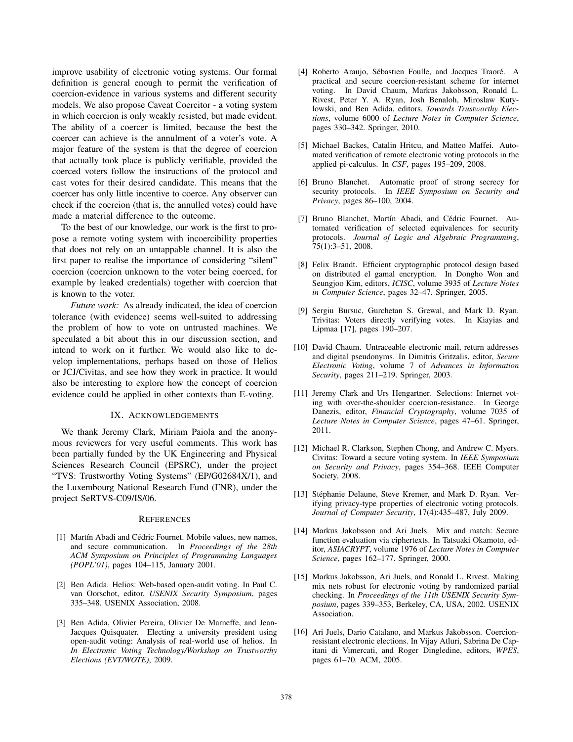improve usability of electronic voting systems. Our formal definition is general enough to permit the verification of coercion-evidence in various systems and different security models. We also propose Caveat Coercitor - a voting system in which coercion is only weakly resisted, but made evident. The ability of a coercer is limited, because the best the coercer can achieve is the annulment of a voter's vote. A major feature of the system is that the degree of coercion that actually took place is publicly verifiable, provided the coerced voters follow the instructions of the protocol and cast votes for their desired candidate. This means that the coercer has only little incentive to coerce. Any observer can check if the coercion (that is, the annulled votes) could have made a material difference to the outcome.

To the best of our knowledge, our work is the first to propose a remote voting system with incoercibility properties that does not rely on an untappable channel. It is also the first paper to realise the importance of considering "silent" coercion (coercion unknown to the voter being coerced, for example by leaked credentials) together with coercion that is known to the voter.

*Future work:* As already indicated, the idea of coercion tolerance (with evidence) seems well-suited to addressing the problem of how to vote on untrusted machines. We speculated a bit about this in our discussion section, and intend to work on it further. We would also like to develop implementations, perhaps based on those of Helios or JCJ/Civitas, and see how they work in practice. It would also be interesting to explore how the concept of coercion evidence could be applied in other contexts than E-voting.

## IX. Acknowledgements

We thank Jeremy Clark, Miriam Paiola and the anonymous reviewers for very useful comments. This work has been partially funded by the UK Engineering and Physical Sciences Research Council (EPSRC), under the project "TVS: Trustworthy Voting Systems" (EP/G02684X/1), and the Luxembourg National Research Fund (FNR), under the project SeRTVS-C09/IS/06.

## References

[1] Martín Abadi and Cédric Fournet. Mobile values, new names, and secure communication. In *Proceedings of the 28th ACM Symposium on Principles of Programming Languages (POPL'01)*, pages 104–115, January 2001.

[2] Ben Adida. Helios: Web-based open-audit voting. In Paul C. van Oorschot, editor, *USENIX Security Symposium*, pages 335–348. USENIX Association, 2008.

[3] Ben Adida, Olivier Pereira, Olivier De Marneffe, and Jean-Jacques Quisquater. Electing a university president using open-audit voting: Analysis of real-world use of helios. In *In Electronic Voting Technology/Workshop on Trustworthy Elections (EVT/WOTE)*, 2009.

[4] Roberto Araujo, Sébastien Foulle, and Jacques Traoré. A practical and secure coercion-resistant scheme for internet voting. In David Chaum, Markus Jakobsson, Ronald L. Rivest, Peter Y. A. Ryan, Josh Benaloh, Miroslaw Kutylowski, and Ben Adida, editors, *Towards Trustworthy Elections*, volume 6000 of *Lecture Notes in Computer Science*, pages 330–342. Springer, 2010.

[5] Michael Backes, Catalin Hritcu, and Matteo Maffei. Automated verification of remote electronic voting protocols in the applied pi-calculus. In *CSF*, pages 195–209, 2008.

[6] Bruno Blanchet. Automatic proof of strong secrecy for security protocols. In *IEEE Symposium on Security and Privacy*, pages 86–100, 2004.

[7] Bruno Blanchet, Martín Abadi, and Cédric Fournet. Automated verification of selected equivalences for security protocols. *Journal of Logic and Algebraic Programming*, 75(1):3–51, 2008.

[8] Felix Brandt. Efficient cryptographic protocol design based on distributed el gamal encryption. In Dongho Won and Seungjoo Kim, editors, *ICISC*, volume 3935 of *Lecture Notes in Computer Science*, pages 32–47. Springer, 2005.

[9] Sergiu Bursuc, Gurchetan S. Grewal, and Mark D. Ryan. Trivitas: Voters directly verifying votes. In Kiayias and Lipmaa [17], pages 190–207.

[10] David Chaum. Untraceable electronic mail, return addresses and digital pseudonyms. In Dimitris Gritzalis, editor, *Secure Electronic Voting*, volume 7 of *Advances in Information Security*, pages 211–219. Springer, 2003.

[11] Jeremy Clark and Urs Hengartner. Selections: Internet voting with over-the-shoulder coercion-resistance. In George Danezis, editor, *Financial Cryptography*, volume 7035 of *Lecture Notes in Computer Science*, pages 47–61. Springer, 2011.

[12] Michael R. Clarkson, Stephen Chong, and Andrew C. Myers. Civitas: Toward a secure voting system. In *IEEE Symposium on Security and Privacy*, pages 354–368. IEEE Computer Society, 2008.

[13] Stéphanie Delaune, Steve Kremer, and Mark D. Ryan. Verifying privacy-type properties of electronic voting protocols. *Journal of Computer Security*, 17(4):435–487, July 2009.

[14] Markus Jakobsson and Ari Juels. Mix and match: Secure function evaluation via ciphertexts. In Tatsuaki Okamoto, editor, *ASIACRYPT*, volume 1976 of *Lecture Notes in Computer Science*, pages 162–177. Springer, 2000.

[15] Markus Jakobsson, Ari Juels, and Ronald L. Rivest. Making mix nets robust for electronic voting by randomized partial checking. In *Proceedings of the 11th USENIX Security Symposium*, pages 339–353, Berkeley, CA, USA, 2002. USENIX Association.

[16] Ari Juels, Dario Catalano, and Markus Jakobsson. Coercion-resistant electronic elections. In Vijay Atluri, Sabrina De Capitani di Vimercati, and Roger Dingledine, editors, *WPES*, pages 61–70. ACM, 2005.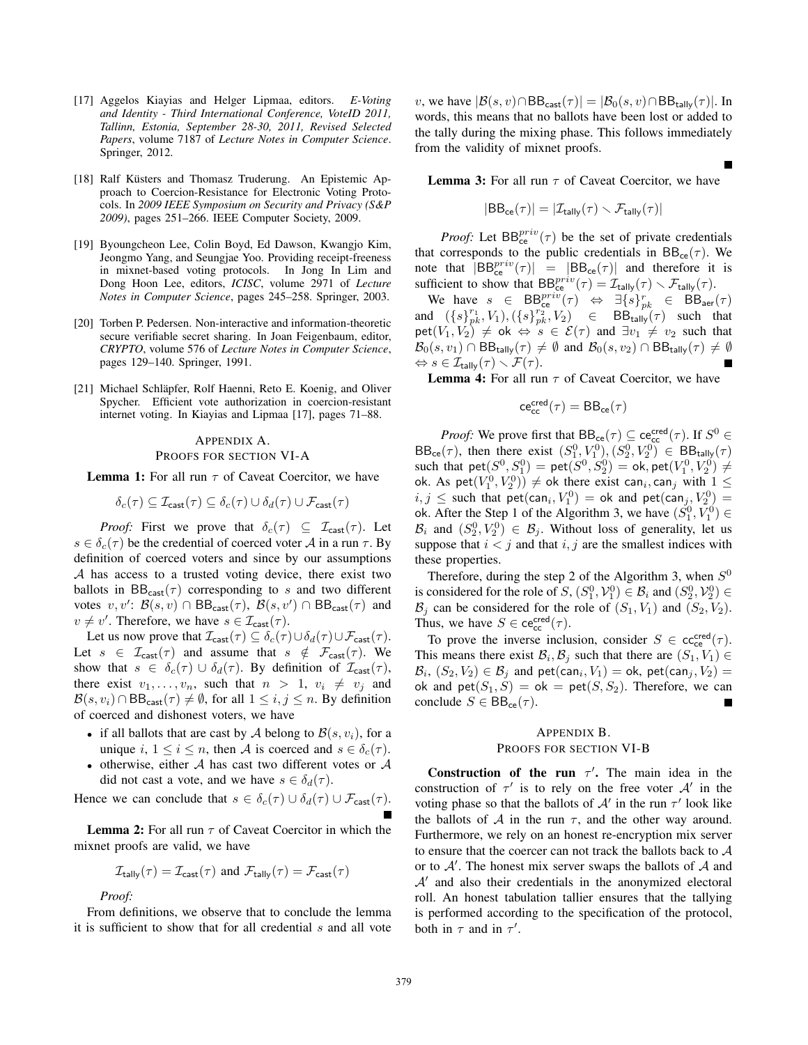[17] Aggelos Kiayias and Helger Lipmaa, editors. *E-Voting and Identity - Third International Conference, VoteID 2011, Tallinn, Estonia, September 28-30, 2011, Revised Selected Papers*, volume 7187 of *Lecture Notes in Computer Science*. Springer, 2012.

[18] Ralf Küsters and Thomasz Truderung. An Epistemic Approach to Coercion-Resistance for Electronic Voting Protocols. In *2009 IEEE Symposium on Security and Privacy (S&P 2009)*, pages 251–266. IEEE Computer Society, 2009.

[19] Byoungcheon Lee, Colin Boyd, Ed Dawson, Kwangjo Kim, Jeongmo Yang, and Seungjae Yoo. Providing receipt-freeness in mixnet-based voting protocols. In Jong In Lim and Dong Hoon Lee, editors, *ICISC*, volume 2971 of *Lecture Notes in Computer Science*, pages 245–258. Springer, 2003.

[20] Torben P. Pedersen. Non-interactive and information-theoretic secure verifiable secret sharing. In Joan Feigenbaum, editor, *CRYPTO*, volume 576 of *Lecture Notes in Computer Science*, pages 129–140. Springer, 1991.

[21] Michael Schläpfer, Rolf Haenni, Reto E. Koenig, and Oliver Spycher. Efficient vote authorization in coercion-resistant internet voting. In Kiayias and Lipmaa [17], pages 71–88.

## Appendix A. Proofs for section VI-A

**Lemma 1:** For all run $\tau$ of Caveat Coercitor, we have

$$\delta_c(\tau) \subseteq \mathcal{I}_{\mathsf{cast}}(\tau) \subseteq \delta_c(\tau) \cup \delta_d(\tau) \cup \mathcal{F}_{\mathsf{cast}}(\tau)$$

*Proof:* First we prove that $\delta_c(\tau) \subseteq \mathcal{I}_{\mathsf{cast}}(\tau)$. Let $s \in \delta_c(\tau)$ be the credential of coerced voter $\mathcal{A}$ in a run $\tau$. By definition of coerced voters and since by our assumptions $\mathcal{A}$ has access to a trusted voting device, there exist two ballots in $\mathsf{BB}_{\mathsf{cast}}(\tau)$ corresponding to $s$ and two different votes $v, v'$: $\mathcal{B}(s,v) \cap \mathsf{BB}_{\mathsf{cast}}(\tau)$, $\mathcal{B}(s,v') \cap \mathsf{BB}_{\mathsf{cast}}(\tau)$ and $v \neq v'$. Therefore, we have $s \in \mathcal{I}_{\mathsf{cast}}(\tau)$.

Let us now prove that $\mathcal{I}_{\mathsf{cast}}(\tau) \subseteq \delta_c(\tau) \cup \delta_d(\tau) \cup \mathcal{F}_{\mathsf{cast}}(\tau)$. Let $s \in \mathcal{I}_{\mathsf{cast}}(\tau)$ and assume that $s \notin \mathcal{F}_{\mathsf{cast}}(\tau)$. We show that $s \in \delta_c(\tau) \cup \delta_d(\tau)$. By definition of $\mathcal{I}_{\mathsf{cast}}(\tau)$, there exist $v_1, \ldots, v_n$, such that $n > 1$, $v_i \neq v_j$ and $\mathcal{B}(s, v_i) \cap \mathsf{BB}_{\mathsf{cast}}(\tau) \neq \emptyset$, for all $1 \leq i, j \leq n$. By definition of coerced and dishonest voters, we have

- if all ballots that are cast by $\mathcal{A}$ belong to $\mathcal{B}(s, v_i)$, for a unique $i$, $1 \leq i \leq n$, then $\mathcal{A}$ is coerced and $s \in \delta_c(\tau)$.
- otherwise, either $\mathcal{A}$ has cast two different votes or $\mathcal{A}$ did not cast a vote, and we have $s \in \delta_d(\tau)$.

Hence we can conclude that $s \in \delta_c(\tau) \cup \delta_d(\tau) \cup \mathcal{F}_{\mathsf{cast}}(\tau)$. ∎

**Lemma 2:** For all run $\tau$ of Caveat Coercitor in which the mixnet proofs are valid, we have

$$\mathcal{I}_{\mathsf{tally}}(\tau) = \mathcal{I}_{\mathsf{cast}}(\tau) \text{ and } \mathcal{F}_{\mathsf{tally}}(\tau) = \mathcal{F}_{\mathsf{cast}}(\tau)$$

*Proof:*

From definitions, we observe that to conclude the lemma it is sufficient to show that for all credential $s$ and all vote $v$, we have $|\mathcal{B}(s,v) \cap \mathsf{BB}_{\mathsf{cast}}(\tau)| = |\mathcal{B}_0(s,v) \cap \mathsf{BB}_{\mathsf{tally}}(\tau)|$. In words, this means that no ballots have been lost or added to the tally during the mixing phase. This follows immediately from the validity of mixnet proofs. ∎

**Lemma 3:** For all run $\tau$ of Caveat Coercitor, we have

$$|\mathsf{BB}_{\mathsf{ce}}(\tau)| = |\mathcal{I}_{\mathsf{tally}}(\tau) \smallsetminus \mathcal{F}_{\mathsf{tally}}(\tau)|$$

*Proof:* Let $\mathsf{BB}^{priv}_{\mathsf{ce}}(\tau)$ be the set of private credentials that corresponds to the public credentials in $\mathsf{BB}_{\mathsf{ce}}(\tau)$. We note that $|\mathsf{BB}^{priv}_{\mathsf{ce}}(\tau)| = |\mathsf{BB}_{\mathsf{ce}}(\tau)|$ and therefore it is sufficient to show that $\mathsf{BB}^{priv}_{\mathsf{ce}}(\tau) = \mathcal{I}_{\mathsf{tally}}(\tau) \smallsetminus \mathcal{F}_{\mathsf{tally}}(\tau)$.

We have $s \in \mathsf{BB}^{priv}_{\mathsf{ce}}(\tau) \Leftrightarrow \exists \{s\}^r_{pk} \in \mathsf{BB}_{\mathsf{aer}}(\tau)$ and $(\{s\}^{r_1}_{pk}, V_1), (\{s\}^{r_2}_{pk}, V_2) \in \mathsf{BB}_{\mathsf{tally}}(\tau)$ such that $\mathsf{pet}(V_1, V_2) \neq \mathsf{ok} \Leftrightarrow s \in \mathcal{E}(\tau)$ and $\exists v_1 \neq v_2$ such that $\mathcal{B}_0(s, v_1) \cap \mathsf{BB}_{\mathsf{tally}}(\tau) \neq \emptyset$ and $\mathcal{B}_0(s, v_2) \cap \mathsf{BB}_{\mathsf{tally}}(\tau) \neq \emptyset$ $\Leftrightarrow s \in \mathcal{I}_{\mathsf{tally}}(\tau) \smallsetminus \mathcal{F}(\tau)$. ∎

**Lemma 4:** For all run $\tau$ of Caveat Coercitor, we have

$$\mathsf{ce}^{\mathsf{cred}}_{\mathsf{cc}}(\tau) = \mathsf{BB}_{\mathsf{ce}}(\tau)$$

*Proof:* We prove first that $\mathsf{BB}_{\mathsf{ce}}(\tau) \subseteq \mathsf{ce}^{\mathsf{cred}}_{\mathsf{cc}}(\tau)$. If $S^0 \in \mathsf{BB}_{\mathsf{ce}}(\tau)$, then there exist $(S^0_1, V^0_1), (S^0_2, V^0_2) \in \mathsf{BB}_{\mathsf{tally}}(\tau)$ such that $\mathsf{pet}(S^0, S^0_1) = \mathsf{pet}(S^0, S^0_2) = \mathsf{ok}, \mathsf{pet}(V^0_1, V^0_2) \neq \mathsf{ok}$. As $\mathsf{pet}(V^0_1, V^0_2)) \neq \mathsf{ok}$ there exist $\mathsf{can}_i, \mathsf{can}_j$ with $1 \leq i, j \leq$ such that $\mathsf{pet}(\mathsf{can}_i, V^0_1) = \mathsf{ok}$ and $\mathsf{pet}(\mathsf{can}_j, V^0_2) = \mathsf{ok}$. After the Step 1 of the Algorithm 3, we have $(S^0_1, V^0_1) \in \mathcal{B}_i$ and $(S^0_2, V^0_2) \in \mathcal{B}_j$. Without loss of generality, let us suppose that $i < j$ and that $i, j$ are the smallest indices with these properties.

Therefore, during the step 2 of the Algorithm 3, when $S^0$ is considered for the role of $S$, $(S^0_1, \mathcal{V}^0_1) \in \mathcal{B}_i$ and $(S^0_2, \mathcal{V}^0_2) \in \mathcal{B}_j$ can be considered for the role of $(S_1, V_1)$ and $(S_2, V_2)$. Thus, we have $S \in \mathsf{ce}^{\mathsf{cred}}_{\mathsf{cc}}(\tau)$.

To prove the inverse inclusion, consider $S \in \mathsf{cc}^{\mathsf{cred}}_{\mathsf{ce}}(\tau)$. This means there exist $\mathcal{B}_i, \mathcal{B}_j$ such that there are $(S_1, V_1) \in \mathcal{B}_i$, $(S_2, V_2) \in \mathcal{B}_j$ and $\mathsf{pet}(\mathsf{can}_i, V_1) = \mathsf{ok}$, $\mathsf{pet}(\mathsf{can}_j, V_2) = \mathsf{ok}$ and $\mathsf{pet}(S_1, S) = \mathsf{ok} = \mathsf{pet}(S, S_2)$. Therefore, we can conclude $S \in \mathsf{BB}_{\mathsf{ce}}(\tau)$. ∎

## Appendix B. Proofs for section VI-B

**Construction of the run $\tau'$.** The main idea in the construction of $\tau'$ is to rely on the free voter $\mathcal{A}'$ in the voting phase so that the ballots of $\mathcal{A}'$ in the run $\tau'$ look like the ballots of $\mathcal{A}$ in the run $\tau$, and the other way around. Furthermore, we rely on an honest re-encryption mix server to ensure that the coercer can not track the ballots back to $\mathcal{A}$ or to $\mathcal{A}'$. The honest mix server swaps the ballots of $\mathcal{A}$ and $\mathcal{A}'$ and also their credentials in the anonymized electoral roll. An honest tabulation tallier ensures that the tallying is performed according to the specification of the protocol, both in $\tau$ and in $\tau'$.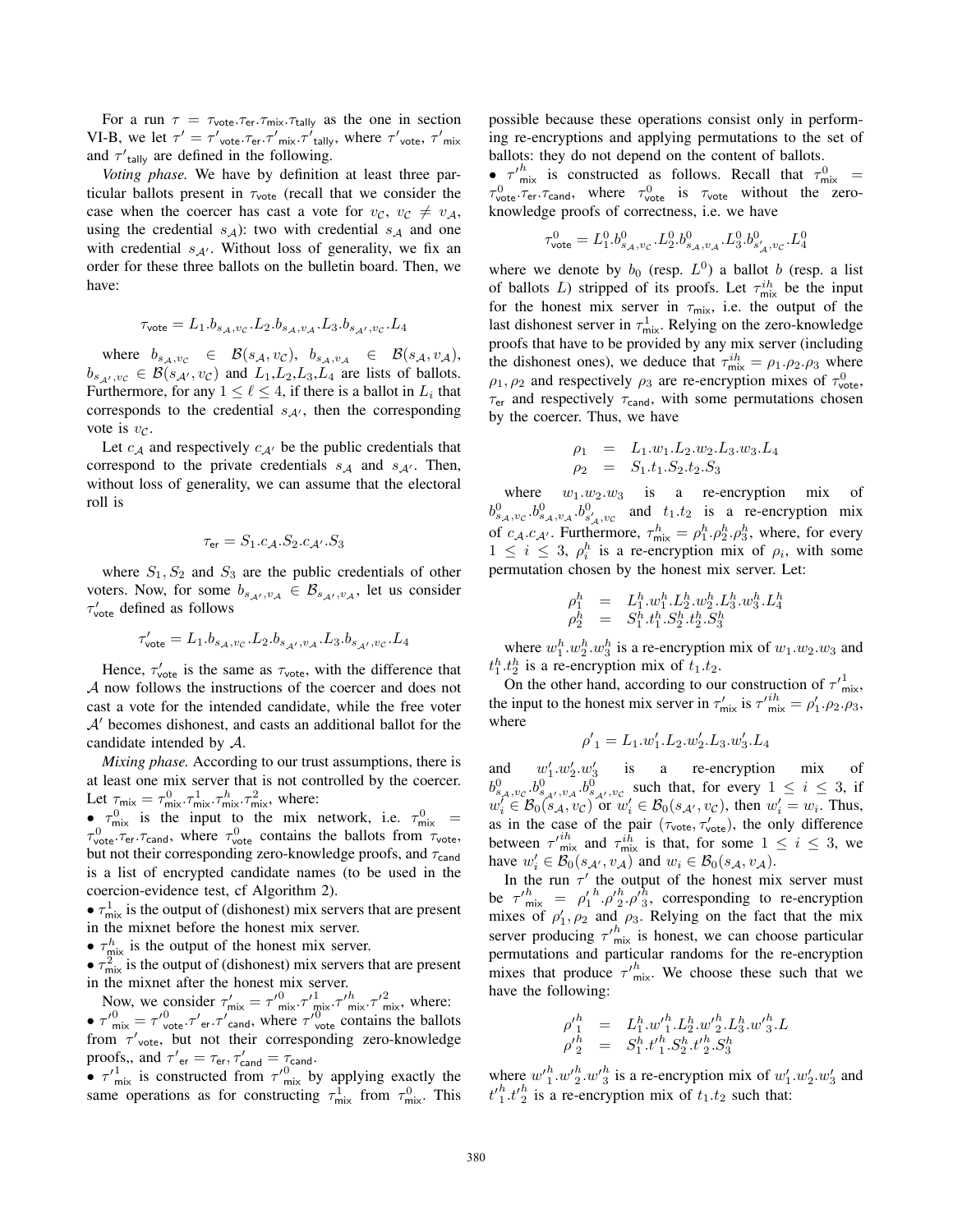For a run $\tau = \tau_{\mathsf{vote}}.\tau_{\mathsf{er}}.\tau_{\mathsf{mix}}.\tau_{\mathsf{tally}}$ as the one in section VI-B, we let $\tau' = {\tau'}_{\mathsf{vote}}.\tau_{\mathsf{er}}.{\tau'}_{\mathsf{mix}}.{\tau'}_{\mathsf{tally}}$, where ${\tau'}_{\mathsf{vote}}$, ${\tau'}_{\mathsf{mix}}$ and ${\tau'}_{\mathsf{tally}}$ are defined in the following.

*Voting phase.* We have by definition at least three particular ballots present in $\tau_{\mathsf{vote}}$ (recall that we consider the case when the coercer has cast a vote for $v_{\mathcal{C}}$, $v_{\mathcal{C}} \neq v_{\mathcal{A}}$, using the credential $s_{\mathcal{A}}$): two with credential $s_{\mathcal{A}}$ and one with credential $s_{\mathcal{A}'}$. Without loss of generality, we fix an order for these three ballots on the bulletin board. Then, we have:

$$\tau_{\mathsf{vote}} = L_1.b_{s_{\mathcal{A}},v_{\mathcal{C}}}.L_2.b_{s_{\mathcal{A}},v_{\mathcal{A}}}.L_3.b_{s_{\mathcal{A}'},v_{\mathcal{C}}}.L_4$$

where $b_{s_{\mathcal{A}},v_{\mathcal{C}}} \in \mathcal{B}(s_{\mathcal{A}}, v_{\mathcal{C}})$, $b_{s_{\mathcal{A}},v_{\mathcal{A}}} \in \mathcal{B}(s_{\mathcal{A}}, v_{\mathcal{A}})$, $b_{s_{\mathcal{A}'},v_{\mathcal{C}}} \in \mathcal{B}(s_{\mathcal{A}'}, v_{\mathcal{C}})$ and $L_1$,$L_2$,$L_3$,$L_4$ are lists of ballots. Furthermore, for any $1 \leq \ell \leq 4$, if there is a ballot in $L_i$ that corresponds to the credential $s_{\mathcal{A}'}$, then the corresponding vote is $v_{\mathcal{C}}$.

Let $c_{\mathcal{A}}$ and respectively $c_{\mathcal{A}'}$ be the public credentials that correspond to the private credentials $s_{\mathcal{A}}$ and $s_{\mathcal{A}'}$. Then, without loss of generality, we can assume that the electoral roll is

$$\tau_{\mathsf{er}} = S_1.c_{\mathcal{A}}.S_2.c_{\mathcal{A}'}.S_3$$

where $S_1, S_2$ and $S_3$ are the public credentials of other voters. Now, for some $b_{s_{\mathcal{A}'},v_{\mathcal{A}}} \in \mathcal{B}_{s_{\mathcal{A}'},v_{\mathcal{A}}}$, let us consider $\tau'_{\mathsf{vote}}$ defined as follows

$$\tau'_{\mathsf{vote}} = L_1.b_{s_{\mathcal{A}},v_{\mathcal{C}}}.L_2.b_{s_{\mathcal{A}'},v_{\mathcal{A}}}.L_3.b_{s_{\mathcal{A}'},v_{\mathcal{C}}}.L_4$$

Hence, $\tau'_{\mathsf{vote}}$ is the same as $\tau_{\mathsf{vote}}$, with the difference that $\mathcal{A}$ now follows the instructions of the coercer and does not cast a vote for the intended candidate, while the free voter $\mathcal{A}'$ becomes dishonest, and casts an additional ballot for the candidate intended by $\mathcal{A}$.

*Mixing phase.* According to our trust assumptions, there is at least one mix server that is not controlled by the coercer. Let $\tau_{\mathsf{mix}} = \tau^0_{\mathsf{mix}}.\tau^1_{\mathsf{mix}}.\tau^h_{\mathsf{mix}}.\tau^2_{\mathsf{mix}}$, where:

- $\tau^0_{\mathsf{mix}}$ is the input to the mix network, i.e. $\tau^0_{\mathsf{mix}} = \tau^0_{\mathsf{vote}}.\tau_{\mathsf{er}}.\tau_{\mathsf{cand}}$, where $\tau^0_{\mathsf{vote}}$ contains the ballots from $\tau_{\mathsf{vote}}$, but not their corresponding zero-knowledge proofs, and $\tau_{\mathsf{cand}}$ is a list of encrypted candidate names (to be used in the coercion-evidence test, cf Algorithm 2).
- $\tau^1_{\mathsf{mix}}$ is the output of (dishonest) mix servers that are present in the mixnet before the honest mix server.
- $\tau^h_{\mathsf{mix}}$ is the output of the honest mix server.
- $\tau^2_{\mathsf{mix}}$ is the output of (dishonest) mix servers that are present in the mixnet after the honest mix server.

Now, we consider $\tau'_{\mathsf{mix}} = {\tau'}^0_{\mathsf{mix}}.{\tau'}^1_{\mathsf{mix}}.{\tau'}^h_{\mathsf{mix}}.{\tau'}^2_{\mathsf{mix}}$, where:

- ${\tau'}^0_{\mathsf{mix}} = {\tau'}^0_{\mathsf{vote}}.{\tau'}_{\mathsf{er}}.{\tau'}_{\mathsf{cand}}$, where ${\tau'}^0_{\mathsf{vote}}$ contains the ballots from ${\tau'}_{\mathsf{vote}}$, but not their corresponding zero-knowledge proofs,, and ${\tau'}_{\mathsf{er}} = \tau_{\mathsf{er}}, \tau'_{\mathsf{cand}} = \tau_{\mathsf{cand}}$.
- ${\tau'}^1_{\mathsf{mix}}$ is constructed from ${\tau'}^0_{\mathsf{mix}}$ by applying exactly the same operations as for constructing $\tau^1_{\mathsf{mix}}$ from $\tau^0_{\mathsf{mix}}$. This possible because these operations consist only in performing re-encryptions and applying permutations to the set of ballots: they do not depend on the content of ballots.
- ${\tau'}^h_{\mathsf{mix}}$ is constructed as follows. Recall that $\tau^0_{\mathsf{mix}} = \tau^0_{\mathsf{vote}}.\tau_{\mathsf{er}}.\tau_{\mathsf{cand}}$, where $\tau^0_{\mathsf{vote}}$ is $\tau_{\mathsf{vote}}$ without the zero-knowledge proofs of correctness, i.e. we have

$$\tau^0_{\mathsf{vote}} = L^0_1.b^0_{s_{\mathcal{A}},v_{\mathcal{C}}}.L^0_2.b^0_{s_{\mathcal{A}},v_{\mathcal{A}}}.L^0_3.b^0_{s'_{\mathcal{A}},v_{\mathcal{C}}}.L^0_4$$

where we denote by $b_0$ (resp. $L^0$) a ballot $b$ (resp. a list of ballots $L$) stripped of its proofs. Let $\tau^{ih}_{\mathsf{mix}}$ be the input for the honest mix server in $\tau_{\mathsf{mix}}$, i.e. the output of the last dishonest server in $\tau^1_{\mathsf{mix}}$. Relying on the zero-knowledge proofs that have to be provided by any mix server (including the dishonest ones), we deduce that $\tau^{ih}_{\mathsf{mix}} = \rho_1.\rho_2.\rho_3$ where $\rho_1, \rho_2$ and respectively $\rho_3$ are re-encryption mixes of $\tau^0_{\mathsf{vote}}$, $\tau_{\mathsf{er}}$ and respectively $\tau_{\mathsf{cand}}$, with some permutations chosen by the coercer. Thus, we have

$$\begin{aligned}
\rho_1 &= L_1.w_1.L_2.w_2.L_3.w_3.L_4 \\
\rho_2 &= S_1.t_1.S_2.t_2.S_3
\end{aligned}$$

where $w_1.w_2.w_3$ is a re-encryption mix of $b^0_{s_{\mathcal{A}},v_{\mathcal{C}}}.b^0_{s_{\mathcal{A}},v_{\mathcal{A}}}.b^0_{s'_{\mathcal{A}},v_{\mathcal{C}}}$ and $t_1.t_2$ is a re-encryption mix of $c_{\mathcal{A}}.c_{\mathcal{A}'}$. Furthermore, $\tau^h_{\mathsf{mix}} = \rho^h_1.\rho^h_2.\rho^h_3$, where, for every $1 \leq i \leq 3$, $\rho^h_i$ is a re-encryption mix of $\rho_i$, with some permutation chosen by the honest mix server. Let:

$$\begin{aligned}
\rho^h_1 &= L^h_1.w^h_1.L^h_2.w^h_2.L^h_3.w^h_3.L^h_4 \\
\rho^h_2 &= S^h_1.t^h_1.S^h_2.t^h_2.S^h_3
\end{aligned}$$

where $w^h_1.w^h_2.w^h_3$ is a re-encryption mix of $w_1.w_2.w_3$ and $t^h_1.t^h_2$ is a re-encryption mix of $t_1.t_2$.

On the other hand, according to our construction of ${\tau'}^1_{\mathsf{mix}}$, the input to the honest mix server in $\tau'_{\mathsf{mix}}$ is ${\tau'}^{ih}_{\mathsf{mix}} = \rho'_1.\rho_2.\rho_3$, where

$${\rho'}_1 = L_1.w'_1.L_2.w'_2.L_3.w'_3.L_4$$

and $w'_1.w'_2.w'_3$ is a re-encryption mix of $b^0_{s_{\mathcal{A}},v_{\mathcal{C}}}.b^0_{s_{\mathcal{A}'},v_{\mathcal{A}}}.b^0_{s_{\mathcal{A}'},v_{\mathcal{C}}}$ such that, for every $1 \leq i \leq 3$, if $w'_i \in \mathcal{B}_0(s_{\mathcal{A}}, v_{\mathcal{C}})$ or $w'_i \in \mathcal{B}_0(s_{\mathcal{A}'}, v_{\mathcal{C}})$, then $w'_i = w_i$. Thus, as in the case of the pair $(\tau_{\mathsf{vote}}, \tau'_{\mathsf{vote}})$, the only difference between ${\tau'}^{ih}_{\mathsf{mix}}$ and $\tau^{ih}_{\mathsf{mix}}$ is that, for some $1 \leq i \leq 3$, we have $w'_i \in \mathcal{B}_0(s_{\mathcal{A}'}, v_{\mathcal{A}})$ and $w_i \in \mathcal{B}_0(s_{\mathcal{A}}, v_{\mathcal{A}})$.

In the run $\tau'$ the output of the honest mix server must be ${\tau'}^h_{\mathsf{mix}} = {\rho'}^h_1.{\rho'}^h_2.{\rho'}^h_3$, corresponding to re-encryption mixes of $\rho'_1, \rho_2$ and $\rho_3$. Relying on the fact that the mix server producing ${\tau'}^h_{\mathsf{mix}}$ is honest, we can choose particular permutations and particular randoms for the re-encryption mixes that produce ${\tau'}^h_{\mathsf{mix}}$. We choose these such that we have the following:

$$\begin{aligned}
{\rho'}^h_1 &= L^h_1.{w'}^h_1.L^h_2.{w'}^h_2.L^h_3.{w'}^h_3.L \\
{\rho'}^h_2 &= S^h_1.{t'}^h_1.S^h_2.{t'}^h_2.S^h_3
\end{aligned}$$

where ${w'}^h_1.{w'}^h_2.{w'}^h_3$ is a re-encryption mix of $w'_1.w'_2.w'_3$ and ${t'}^h_1.{t'}^h_2$ is a re-encryption mix of $t_1.t_2$ such that: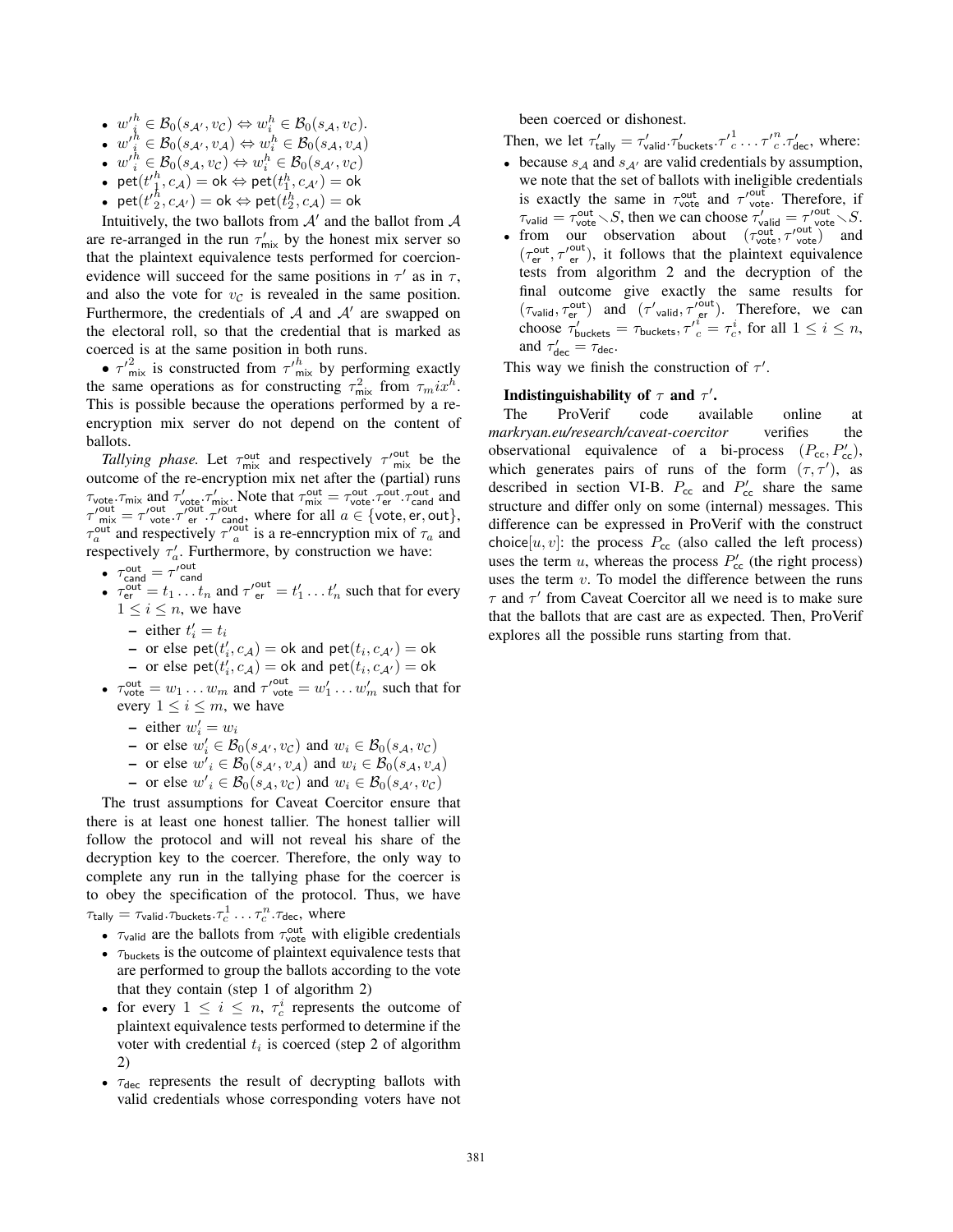- $w'^h_i \in \mathcal{B}_0(s_{\mathcal{A}'}, v_{\mathcal{C}}) \Leftrightarrow w^h_i \in \mathcal{B}_0(s_{\mathcal{A}}, v_{\mathcal{C}})$.
- $w'^h_i \in \mathcal{B}_0(s_{\mathcal{A}'}, v_{\mathcal{A}}) \Leftrightarrow w^h_i \in \mathcal{B}_0(s_{\mathcal{A}}, v_{\mathcal{A}})$
- $w'^h_i \in \mathcal{B}_0(s_{\mathcal{A}}, v_{\mathcal{C}}) \Leftrightarrow w^h_i \in \mathcal{B}_0(s_{\mathcal{A}'}, v_{\mathcal{C}})$
- $\mathsf{pet}(t'^h_1, c_{\mathcal{A}}) = \mathsf{ok} \Leftrightarrow \mathsf{pet}(t^h_1, c_{\mathcal{A}'}) = \mathsf{ok}$
- $\mathsf{pet}(t'^h_2, c_{\mathcal{A}'}) = \mathsf{ok} \Leftrightarrow \mathsf{pet}(t^h_2, c_{\mathcal{A}}) = \mathsf{ok}$

Intuitively, the two ballots from $\mathcal{A}'$ and the ballot from $\mathcal{A}$ are re-arranged in the run $\tau'_{\mathsf{mix}}$ by the honest mix server so that the plaintext equivalence tests performed for coercion-evidence will succeed for the same positions in $\tau'$ as in $\tau$, and also the vote for $v_{\mathcal{C}}$ is revealed in the same position. Furthermore, the credentials of $\mathcal{A}$ and $\mathcal{A}'$ are swapped on the electoral roll, so that the credential that is marked as coerced is at the same position in both runs.

- $\tau'^2_{\mathsf{mix}}$ is constructed from $\tau'^h_{\mathsf{mix}}$ by performing exactly the same operations as for constructing $\tau^2_{\mathsf{mix}}$ from $\tau_mix^h$. This is possible because the operations performed by a re-encryption mix server do not depend on the content of ballots.

*Tallying phase.* Let $\tau^{\mathsf{out}}_{\mathsf{mix}}$ and respectively $\tau'^{\mathsf{out}}_{\mathsf{mix}}$ be the outcome of the re-encryption mix net after the (partial) runs $\tau_{\mathsf{vote}}.\tau_{\mathsf{mix}}$ and $\tau'_{\mathsf{vote}}.\tau'_{\mathsf{mix}}$. Note that $\tau^{\mathsf{out}}_{\mathsf{mix}} = \tau^{\mathsf{out}}_{\mathsf{vote}}.\tau^{\mathsf{out}}_{\mathsf{er}}.\tau^{\mathsf{out}}_{\mathsf{cand}}$ and $\tau'^{\mathsf{out}}_{\mathsf{mix}} = \tau'^{\mathsf{out}}_{\mathsf{vote}}.\tau'^{\mathsf{out}}_{\mathsf{er}}.\tau'^{\mathsf{out}}_{\mathsf{cand}}$, where for all $a \in \{\mathsf{vote}, \mathsf{er}, \mathsf{out}\}$, $\tau^{\mathsf{out}}_a$ and respectively $\tau'^{\mathsf{out}}_a$ is a re-enncryption mix of $\tau_a$ and respectively $\tau'_a$. Furthermore, by construction we have:

- $\tau^{\mathsf{out}}_{\mathsf{cand}} = \tau'^{\mathsf{out}}_{\mathsf{cand}}$
- $\tau^{\mathsf{out}}_{\mathsf{er}} = t_1 \dots t_n$ and $\tau'^{\mathsf{out}}_{\mathsf{er}} = t'_1 \dots t'_n$ such that for every $1 \leq i \leq n$, we have
  - either $t'_i = t_i$
  - or else $\mathsf{pet}(t'_i, c_{\mathcal{A}}) = \mathsf{ok}$ and $\mathsf{pet}(t_i, c_{\mathcal{A}'}) = \mathsf{ok}$
  - or else $\mathsf{pet}(t'_i, c_{\mathcal{A}}) = \mathsf{ok}$ and $\mathsf{pet}(t_i, c_{\mathcal{A}'}) = \mathsf{ok}$
- $\tau^{\mathsf{out}}_{\mathsf{vote}} = w_1 \dots w_m$ and $\tau'^{\mathsf{out}}_{\mathsf{vote}} = w'_1 \dots w'_m$ such that for every $1 \leq i \leq m$, we have
  - either $w'_i = w_i$
  - or else $w'_i \in \mathcal{B}_0(s_{\mathcal{A}'}, v_{\mathcal{C}})$ and $w_i \in \mathcal{B}_0(s_{\mathcal{A}}, v_{\mathcal{C}})$
  - or else $w'_i \in \mathcal{B}_0(s_{\mathcal{A}'}, v_{\mathcal{A}})$ and $w_i \in \mathcal{B}_0(s_{\mathcal{A}}, v_{\mathcal{A}})$
  - or else $w'_i \in \mathcal{B}_0(s_{\mathcal{A}}, v_{\mathcal{C}})$ and $w_i \in \mathcal{B}_0(s_{\mathcal{A}'}, v_{\mathcal{C}})$

The trust assumptions for Caveat Coercitor ensure that there is at least one honest tallier. The honest tallier will follow the protocol and will not reveal his share of the decryption key to the coercer. Therefore, the only way to complete any run in the tallying phase for the coercer is to obey the specification of the protocol. Thus, we have $\tau_{\mathsf{tally}} = \tau_{\mathsf{valid}}.\tau_{\mathsf{buckets}}.\tau^1_c \dots \tau^n_c.\tau_{\mathsf{dec}}$, where

- $\tau_{\mathsf{valid}}$ are the ballots from $\tau^{\mathsf{out}}_{\mathsf{vote}}$ with eligible credentials
- $\tau_{\mathsf{buckets}}$ is the outcome of plaintext equivalence tests that are performed to group the ballots according to the vote that they contain (step 1 of algorithm 2)
- for every $1 \leq i \leq n$, $\tau^i_c$ represents the outcome of plaintext equivalence tests performed to determine if the voter with credential $t_i$ is coerced (step 2 of algorithm 2)
- $\tau_{\mathsf{dec}}$ represents the result of decrypting ballots with valid credentials whose corresponding voters have not been coerced or dishonest.

Then, we let $\tau'_{\mathsf{tally}} = \tau'_{\mathsf{valid}}.\tau'_{\mathsf{buckets}}.\tau'^1_c \dots \tau'^n_c.\tau'_{\mathsf{dec}}$, where:

- because $s_{\mathcal{A}}$ and $s_{\mathcal{A}'}$ are valid credentials by assumption, we note that the set of ballots with ineligible credentials is exactly the same in $\tau^{\mathsf{out}}_{\mathsf{vote}}$ and $\tau'^{\mathsf{out}}_{\mathsf{vote}}$. Therefore, if $\tau_{\mathsf{valid}} = \tau^{\mathsf{out}}_{\mathsf{vote}} \smallsetminus S$, then we can choose $\tau'_{\mathsf{valid}} = \tau'^{\mathsf{out}}_{\mathsf{vote}} \smallsetminus S$.
- from our observation about $(\tau^{\mathsf{out}}_{\mathsf{vote}}, \tau'^{\mathsf{out}}_{\mathsf{vote}})$ and $(\tau^{\mathsf{out}}_{\mathsf{er}}, \tau'^{\mathsf{out}}_{\mathsf{er}})$, it follows that the plaintext equivalence tests from algorithm 2 and the decryption of the final outcome give exactly the same results for $(\tau_{\mathsf{valid}}, \tau^{\mathsf{out}}_{\mathsf{er}})$ and $(\tau'_{\mathsf{valid}}, \tau'^{\mathsf{out}}_{\mathsf{er}})$. Therefore, we can choose $\tau'_{\mathsf{buckets}} = \tau_{\mathsf{buckets}}, \tau'^i_c = \tau^i_c$, for all $1 \leq i \leq n$, and $\tau'_{\mathsf{dec}} = \tau_{\mathsf{dec}}$.

This way we finish the construction of $\tau'$.

**Indistinguishability of $\tau$ and $\tau'$.**

The ProVerif code available online at *markryan.eu/research/caveat-coercitor* verifies the observational equivalence of a bi-process $(P_{\mathsf{cc}}, P'_{\mathsf{cc}})$, which generates pairs of runs of the form $(\tau, \tau')$, as described in section VI-B. $P_{\mathsf{cc}}$ and $P'_{\mathsf{cc}}$ share the same structure and differ only on some (internal) messages. This difference can be expressed in ProVerif with the construct choice$[u, v]$: the process $P_{\mathsf{cc}}$ (also called the left process) uses the term $u$, whereas the process $P'_{\mathsf{cc}}$ (the right process) uses the term $v$. To model the difference between the runs $\tau$ and $\tau'$ from Caveat Coercitor all we need is to make sure that the ballots that are cast are as expected. Then, ProVerif explores all the possible runs starting from that.